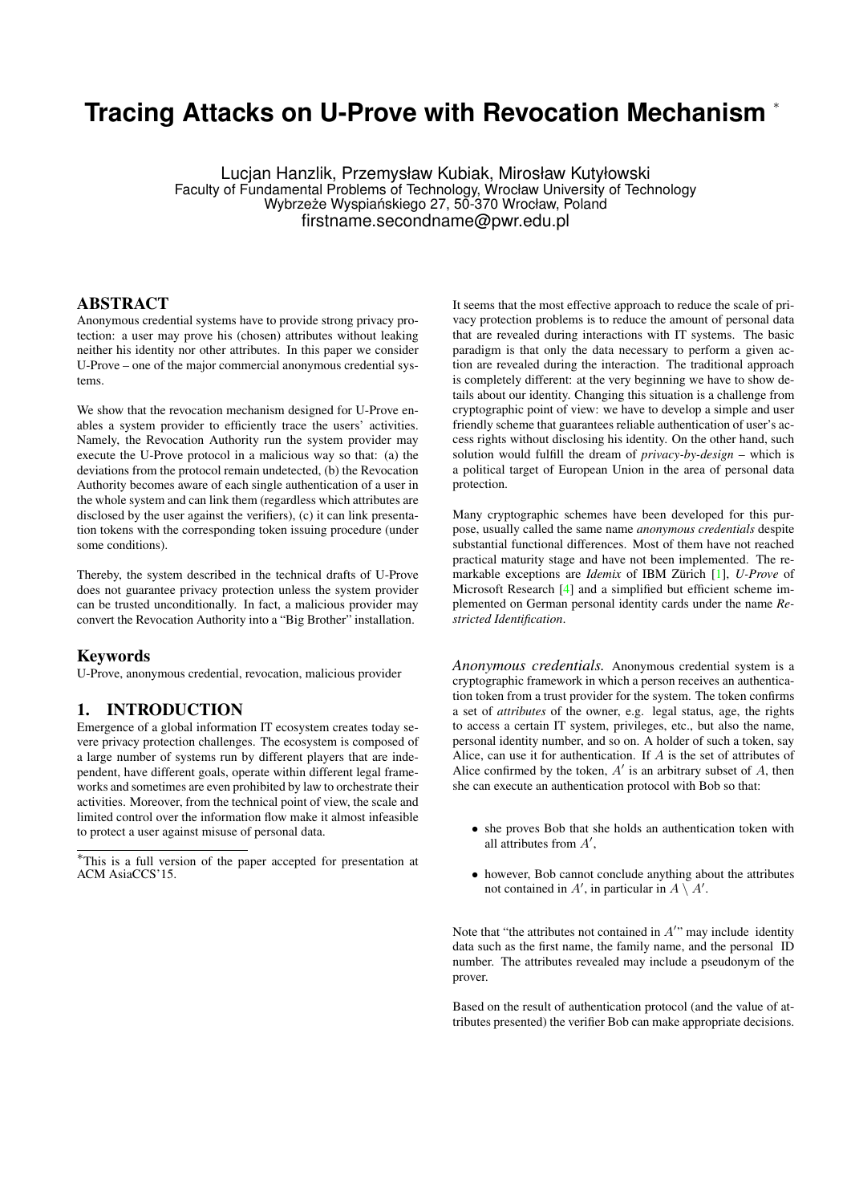# Tracing Attacks on U-Prove with Revocation Mechanism [*]

Lucjan Hanzlik, Przemysław Kubiak, Mirosław Kutyłowski
Faculty of Fundamental Problems of Technology, Wrocław University of Technology
Wybrzeże Wyspiańskiego 27, 50-370 Wrocław, Poland
firstname.secondname@pwr.edu.pl

## ABSTRACT

Anonymous credential systems have to provide strong privacy protection: a user may prove his (chosen) attributes without leaking neither his identity nor other attributes. In this paper we consider U-Prove – one of the major commercial anonymous credential systems.

We show that the revocation mechanism designed for U-Prove enables a system provider to efficiently trace the users' activities. Namely, the Revocation Authority run the system provider may execute the U-Prove protocol in a malicious way so that: (a) the deviations from the protocol remain undetected, (b) the Revocation Authority becomes aware of each single authentication of a user in the whole system and can link them (regardless which attributes are disclosed by the user against the verifiers), (c) it can link presentation tokens with the corresponding token issuing procedure (under some conditions).

Thereby, the system described in the technical drafts of U-Prove does not guarantee privacy protection unless the system provider can be trusted unconditionally. In fact, a malicious provider may convert the Revocation Authority into a "Big Brother" installation.

### Keywords

U-Prove, anonymous credential, revocation, malicious provider

## 1. INTRODUCTION

Emergence of a global information IT ecosystem creates today severe privacy protection challenges. The ecosystem is composed of a large number of systems run by different players that are independent, have different goals, operate within different legal frameworks and sometimes are even prohibited by law to orchestrate their activities. Moreover, from the technical point of view, the scale and limited control over the information flow make it almost infeasible to protect a user against misuse of personal data.

[*]This is a full version of the paper accepted for presentation at ACM AsiaCCS'15.

It seems that the most effective approach to reduce the scale of privacy protection problems is to reduce the amount of personal data that are revealed during interactions with IT systems. The basic paradigm is that only the data necessary to perform a given action are revealed during the interaction. The traditional approach is completely different: at the very beginning we have to show details about our identity. Changing this situation is a challenge from cryptographic point of view: we have to develop a simple and user friendly scheme that guarantees reliable authentication of user's access rights without disclosing his identity. On the other hand, such solution would fulfill the dream of *privacy-by-design* – which is a political target of European Union in the area of personal data protection.

Many cryptographic schemes have been developed for this purpose, usually called the same name *anonymous credentials* despite substantial functional differences. Most of them have not reached practical maturity stage and have not been implemented. The remarkable exceptions are *Idemix* of IBM Zürich [1], *U-Prove* of Microsoft Research [4] and a simplified but efficient scheme implemented on German personal identity cards under the name *Restricted Identification*.

*Anonymous credentials.* Anonymous credential system is a cryptographic framework in which a person receives an authentication token from a trust provider for the system. The token confirms a set of *attributes* of the owner, e.g. legal status, age, the rights to access a certain IT system, privileges, etc., but also the name, personal identity number, and so on. A holder of such a token, say Alice, can use it for authentication. If $A$ is the set of attributes of Alice confirmed by the token, $A'$ is an arbitrary subset of $A$, then she can execute an authentication protocol with Bob so that:

- she proves Bob that she holds an authentication token with all attributes from $A'$,
- however, Bob cannot conclude anything about the attributes not contained in $A'$, in particular in $A \setminus A'$.

Note that "the attributes not contained in $A'$" may include identity data such as the first name, the family name, and the personal ID number. The attributes revealed may include a pseudonym of the prover.

Based on the result of authentication protocol (and the value of attributes presented) the verifier Bob can make appropriate decisions.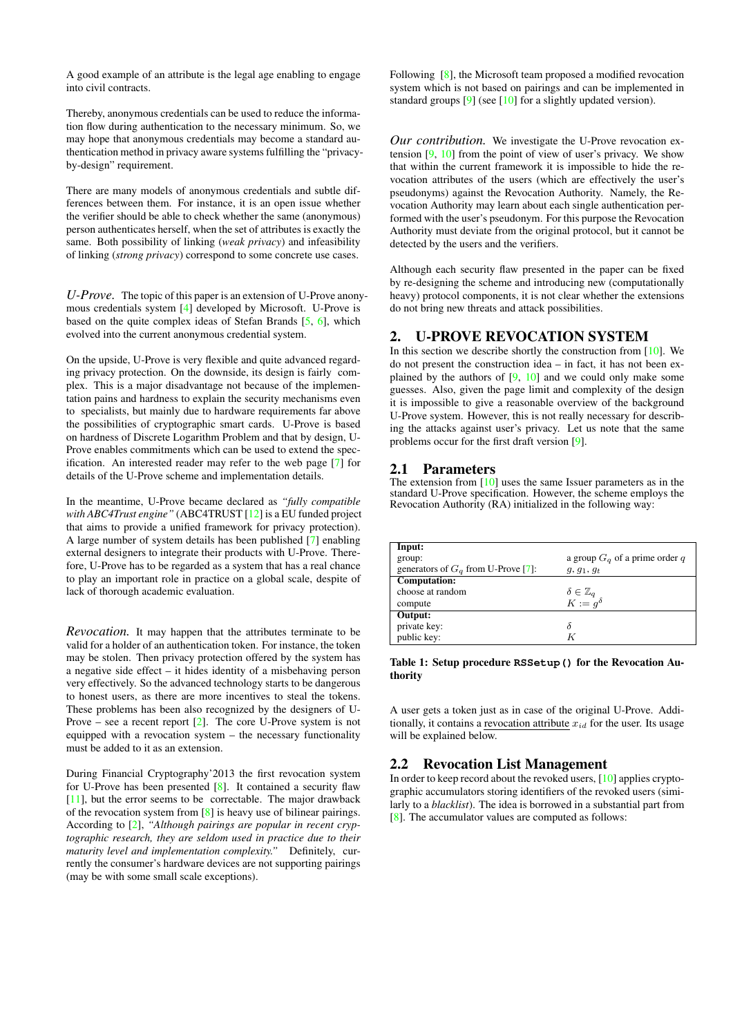A good example of an attribute is the legal age enabling to engage into civil contracts.

Thereby, anonymous credentials can be used to reduce the information flow during authentication to the necessary minimum. So, we may hope that anonymous credentials may become a standard authentication method in privacy aware systems fulfilling the "privacy-by-design" requirement.

There are many models of anonymous credentials and subtle differences between them. For instance, it is an open issue whether the verifier should be able to check whether the same (anonymous) person authenticates herself, when the set of attributes is exactly the same. Both possibility of linking (*weak privacy*) and infeasibility of linking (*strong privacy*) correspond to some concrete use cases.

*U-Prove.* The topic of this paper is an extension of U-Prove anonymous credentials system [4] developed by Microsoft. U-Prove is based on the quite complex ideas of Stefan Brands [5, 6], which evolved into the current anonymous credential system.

On the upside, U-Prove is very flexible and quite advanced regarding privacy protection. On the downside, its design is fairly complex. This is a major disadvantage not because of the implementation pains and hardness to explain the security mechanisms even to specialists, but mainly due to hardware requirements far above the possibilities of cryptographic smart cards. U-Prove is based on hardness of Discrete Logarithm Problem and that by design, U-Prove enables commitments which can be used to extend the specification. An interested reader may refer to the web page [7] for details of the U-Prove scheme and implementation details.

In the meantime, U-Prove became declared as *"fully compatible with ABC4Trust engine"* (ABC4TRUST [12] is a EU funded project that aims to provide a unified framework for privacy protection). A large number of system details has been published [7] enabling external designers to integrate their products with U-Prove. Therefore, U-Prove has to be regarded as a system that has a real chance to play an important role in practice on a global scale, despite of lack of thorough academic evaluation.

*Revocation.* It may happen that the attributes terminate to be valid for a holder of an authentication token. For instance, the token may be stolen. Then privacy protection offered by the system has a negative side effect – it hides identity of a misbehaving person very effectively. So the advanced technology starts to be dangerous to honest users, as there are more incentives to steal the tokens. These problems has been also recognized by the designers of U-Prove – see a recent report [2]. The core U-Prove system is not equipped with a revocation system – the necessary functionality must be added to it as an extension.

During Financial Cryptography'2013 the first revocation system for U-Prove has been presented [8]. It contained a security flaw [11], but the error seems to be correctable. The major drawback of the revocation system from [8] is heavy use of bilinear pairings. According to [2], *"Although pairings are popular in recent cryptographic research, they are seldom used in practice due to their maturity level and implementation complexity."* Definitely, currently the consumer's hardware devices are not supporting pairings (may be with some small scale exceptions).

Following [8], the Microsoft team proposed a modified revocation system which is not based on pairings and can be implemented in standard groups [9] (see [10] for a slightly updated version).

*Our contribution.* We investigate the U-Prove revocation extension [9, 10] from the point of view of user's privacy. We show that within the current framework it is impossible to hide the revocation attributes of the users (which are effectively the user's pseudonyms) against the Revocation Authority. Namely, the Revocation Authority may learn about each single authentication performed with the user's pseudonym. For this purpose the Revocation Authority must deviate from the original protocol, but it cannot be detected by the users and the verifiers.

Although each security flaw presented in the paper can be fixed by re-designing the scheme and introducing new (computationally heavy) protocol components, it is not clear whether the extensions do not bring new threats and attack possibilities.

## 2. U-PROVE REVOCATION SYSTEM

In this section we describe shortly the construction from [10]. We do not present the construction idea – in fact, it has not been explained by the authors of [9, 10] and we could only make some guesses. Also, given the page limit and complexity of the design it is impossible to give a reasonable overview of the background U-Prove system. However, this is not really necessary for describing the attacks against user's privacy. Let us note that the same problems occur for the first draft version [9].

### 2.1 Parameters

The extension from [10] uses the same Issuer parameters as in the standard U-Prove specification. However, the scheme employs the Revocation Authority (RA) initialized in the following way:

| **Input:** | |
|---|---|
| group: | a group $G_q$ of a prime order $q$ |
| generators of $G_q$ from U-Prove [7]: | $g, g_1, g_t$ |
| **Computation:** | |
| choose at random | $\delta \in \mathbb{Z}_q$ |
| compute | $K := g^{\delta}$ |
| **Output:** | |
| private key: | $\delta$ |
| public key: | $K$ |

**Table 1: Setup procedure `RSSetup()` for the Revocation Authority**

A user gets a token just as in case of the original U-Prove. Additionally, it contains a revocation attribute $x_{id}$ for the user. Its usage will be explained below.

### 2.2 Revocation List Management

In order to keep record about the revoked users, [10] applies cryptographic accumulators storing identifiers of the revoked users (similarly to a *blacklist*). The idea is borrowed in a substantial part from [8]. The accumulator values are computed as follows: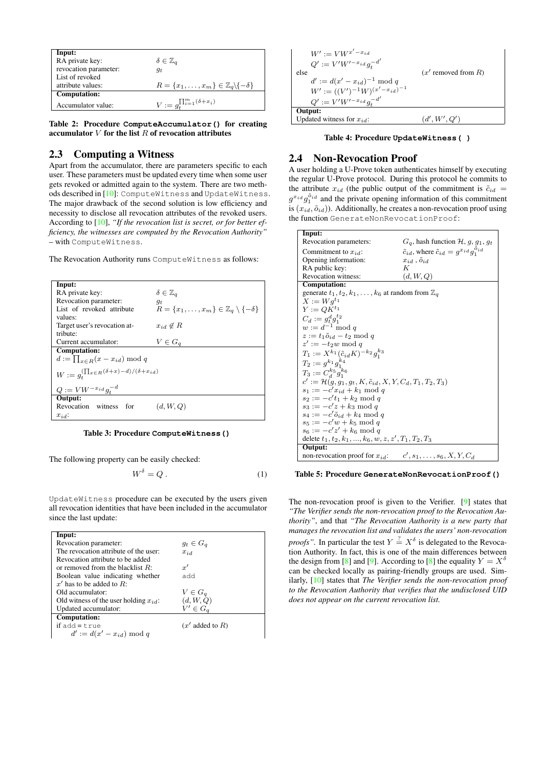| **Input:** | |
|---|---|
| RA private key: | $\delta \in \mathbb{Z}_q$ |
| revocation parameter: | $g_t$ |
| List of revoked attribute values: | $R = \{x_1, \ldots, x_m\} \in \mathbb{Z}_q \backslash \{-\delta\}$ |
| **Computation:** | |
| Accumulator value: | $V := g_t^{\prod_{i=1}^{m}(\delta + x_i)}$ |

**Table 2: Procedure `ComputeAccumulator()` for creating accumulator $V$ for the list $R$ of revocation attributes**

## 2.3 Computing a Witness

Apart from the accumulator, there are parameters specific to each user. These parameters must be updated every time when some user gets revoked or admitted again to the system. There are two methods described in [10]: `ComputeWitness` and `UpdateWitness`. The major drawback of the second solution is low efficiency and necessity to disclose all revocation attributes of the revoked users. According to [10], *"If the revocation list is secret, or for better efficiency, the witnesses are computed by the Revocation Authority"* – with `ComputeWitness`.

The Revocation Authority runs `ComputeWitness` as follows:

| **Input:** | |
|---|---|
| RA private key: | $\delta \in \mathbb{Z}_q$ |
| Revocation parameter: | $g_t$ |
| List of revoked attribute values: | $R = \{x_1, \ldots, x_m\} \in \mathbb{Z}_q \setminus \{-\delta\}$ |
| Target user's revocation attribute: | $x_{id} \notin R$ |
| Current accumulator: | $V \in G_q$ |
| **Computation:** | |
| $d := \prod_{x \in R}(x - x_{id}) \bmod q$ | |
| $W := g_t^{(\prod_{x \in R}(\delta + x) - d)/(\delta + x_{id})}$ | |
| $Q := VW^{-x_{id}} g_t^{-d}$ | |
| **Output:** | |
| Revocation witness for $x_{id}$: | $(d, W, Q)$ |

**Table 3: Procedure `ComputeWitness()`**

The following property can be easily checked:

$$W^{\delta} = Q\,. \tag{1}$$

`UpdateWitness` procedure can be executed by the users given all revocation identities that have been included in the accumulator since the last update:

| **Input:** | |
|---|---|
| Revocation parameter: | $g_t \in G_q$ |
| The revocation attribute of the user: | $x_{id}$ |
| Revocation attribute to be added or removed from the blacklist $R$: | $x'$ |
| Boolean value indicating whether $x'$ has to be added to $R$: | `add` |
| Old accumulator: | $V \in G_q$ |
| Old witness of the user holding $x_{id}$: | $(d, W, Q)$ |
| Updated accumulator: | $V' \in G_q$ |
| **Computation:** | |
| if `add = true` | ($x'$ added to $R$) |
| $\quad d' := d(x' - x_{id}) \bmod q$ | |
| $\quad W' := VW^{x' - x_{id}}$ | |
| $\quad Q' := V'W'^{-x_{id}} g_t^{-d'}$ | |
| else | ($x'$ removed from $R$) |
| $\quad d' := d(x' - x_{id})^{-1} \bmod q$ | |
| $\quad W' := ((V')^{-1}W)^{(x' - x_{id})^{-1}}$ | |
| $\quad Q' := V'W'^{-x_{id}} g_t^{-d'}$ | |
| **Output:** | |
| Updated witness for $x_{id}$: | $(d', W', Q')$ |

**Table 4: Procedure `UpdateWitness( )`**

## 2.4 Non-Revocation Proof

A user holding a U-Prove token authenticates himself by executing the regular U-Prove protocol. During this protocol he commits to the attribute $x_{id}$ (the public output of the commitment is $\tilde{c}_{id} = g^{x_{id}} g_1^{\tilde{o}_{id}}$ and the private opening information of this commitment is $(x_{id}, \tilde{o}_{id})$). Additionally, he creates a non-revocation proof using the function `GenerateNonRevocationProof`:

| **Input:** | |
|---|---|
| Revocation parameters: | $G_q$, hash function $\mathcal{H}$, $g$, $g_1$, $g_t$ |
| Commitment to $x_{id}$: | $\tilde{c}_{id}$, where $\tilde{c}_{id} = g^{x_{id}} g_1^{\tilde{o}_{id}}$ |
| Opening information: | $x_{id}$ , $\tilde{o}_{id}$ |
| RA public key: | $K$ |
| Revocation witness: | $(d, W, Q)$ |
| **Computation:** | |
| generate $t_1, t_2, k_1, \ldots, k_6$ at random from $\mathbb{Z}_q$ | |
| $X := Wg^{t_1}$ | |
| $Y := QK^{t_1}$ | |
| $C_d := g_t^d g_1^{t_2}$ | |
| $w := d^{-1} \bmod q$ | |
| $z := t_1 \tilde{o}_{id} - t_2 \bmod q$ | |
| $z' := -t_2 w \bmod q$ | |
| $T_1 := X^{k_1} (\tilde{c}_{id} K)^{-k_2} g_1^{k_3}$ | |
| $T_2 := g^{k_1} g_1^{k_4}$ | |
| $T_3 := C_d^{k_5} g_1^{k_6}$ | |
| $c' := \mathcal{H}(g, g_1, g_t, K, \tilde{c}_{id}, X, Y, C_d, T_1, T_2, T_3)$ | |
| $s_1 := -c' x_{id} + k_1 \bmod q$ | |
| $s_2 := -c' t_1 + k_2 \bmod q$ | |
| $s_3 := -c' z + k_3 \bmod q$ | |
| $s_4 := -c' \tilde{o}_{id} + k_4 \bmod q$ | |
| $s_5 := -c' w + k_5 \bmod q$ | |
| $s_6 := -c' z' + k_6 \bmod q$ | |
| delete $t_1, t_2, k_1, ..., k_6, w, z, z', T_1, T_2, T_3$ | |
| **Output:** | |
| non-revocation proof for $x_{id}$: | $c', s_1, \ldots, s_6, X, Y, C_d$ |

**Table 5: Procedure `GenerateNonRevocationProof()`**

The non-revocation proof is given to the Verifier. [9] states that *"The Verifier sends the non-revocation proof to the Revocation Authority"*, and that *"The Revocation Authority is a new party that manages the revocation list and validates the users' non-revocation proofs"*. In particular the test $Y \stackrel{?}{=} X^{\delta}$ is delegated to the Revocation Authority. In fact, this is one of the main differences between the design from [8] and [9]. According to [8] the equality $Y = X^{\delta}$ can be checked locally as pairing-friendly groups are used. Similarly, [10] states that *The Verifier sends the non-revocation proof to the Revocation Authority that verifies that the undisclosed UID does not appear on the current revocation list.*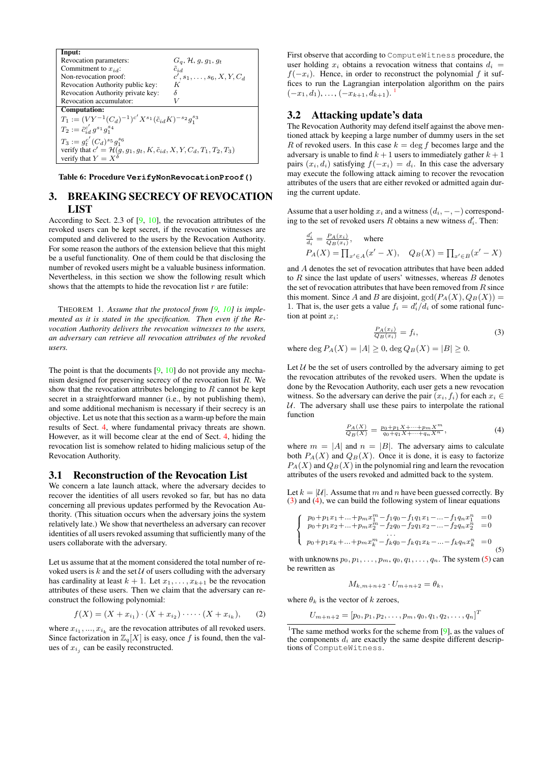| **Input:** | |
|---|---|
| Revocation parameters: | $G_q, \mathcal{H}, g, g_1, g_t$ |
| Commitment to $x_{id}$: | $\tilde{c}_{id}$ |
| Non-revocation proof: | $c', s_1, \ldots, s_6, X, Y, C_d$ |
| Revocation Authority public key: | $K$ |
| Revocation Authority private key: | $\delta$ |
| Revocation accumulator: | $V$ |
| **Computation:** | |
| $T_1 := (VY^{-1}(C_d)^{-1})^{c'} X^{s_1} (\tilde{c}_{id} K)^{-s_2} g_1^{s_3}$ | |
| $T_2 := \tilde{c}_{id}^{c'} g^{s_1} g_1^{s_4}$ | |
| $T_3 := g_t^{c'} (C_d)^{s_5} g_1^{s_6}$ | |
| verify that $c' = \mathcal{H}(g, g_1, g_t, K, \tilde{c}_{id}, X, Y, C_d, T_1, T_2, T_3)$ | |
| verify that $Y = X^{\delta}$ | |

**Table 6: Procedure `VerifyNonRevocationProof()`**

# 3. BREAKING SECRECY OF REVOCATION LIST

According to Sect. 2.3 of [9, 10], the revocation attributes of the revoked users can be kept secret, if the revocation witnesses are computed and delivered to the users by the Revocation Authority. For some reason the authors of the extension believe that this might be a useful functionality. One of them could be that disclosing the number of revoked users might be a valuable business information. Nevertheless, in this section we show the following result which shows that the attempts to hide the revocation list $r$ are futile:

THEOREM 1. *Assume that the protocol from [9, 10] is implemented as it is stated in the specification. Then even if the Revocation Authority delivers the revocation witnesses to the users, an adversary can retrieve all revocation attributes of the revoked users.*

The point is that the documents [9, 10] do not provide any mechanism designed for preserving secrecy of the revocation list $R$. We show that the revocation attributes belonging to $R$ cannot be kept secret in a straightforward manner (i.e., by not publishing them), and some additional mechanism is necessary if their secrecy is an objective. Let us note that this section as a warm-up before the main results of Sect. 4, where fundamental privacy threats are shown. However, as it will become clear at the end of Sect. 4, hiding the revocation list is somehow related to hiding malicious setup of the Revocation Authority.

## 3.1 Reconstruction of the Revocation List

We concern a late launch attack, where the adversary decides to recover the identities of all users revoked so far, but has no data concerning all previous updates performed by the Revocation Authority. (This situation occurs when the adversary joins the system relatively late.) We show that nevertheless an adversary can recover identities of all users revoked assuming that sufficiently many of the users collaborate with the adversary.

Let us assume that at the moment considered the total number of revoked users is $k$ and the set $\mathcal{U}$ of users colluding with the adversary has cardinality at least $k+1$. Let $x_1, \ldots, x_{k+1}$ be the revocation attributes of these users. Then we claim that the adversary can reconstruct the following polynomial:

$$f(X) = (X + x_{i_1}) \cdot (X + x_{i_2}) \cdot \dots \cdot (X + x_{i_k}), \tag{2}$$

where $x_{i_1}, \ldots, x_{i_k}$ are the revocation attributes of all revoked users. Since factorization in $\mathbb{Z}_q[X]$ is easy, once $f$ is found, then the values of $x_{i_j}$ can be easily reconstructed.

First observe that according to `ComputeWitness` procedure, the user holding $x_i$ obtains a revocation witness that contains $d_i = f(-x_i)$. Hence, in order to reconstruct the polynomial $f$ it suffices to run the Lagrangian interpolation algorithm on the pairs $(-x_1, d_1), \ldots, (-x_{k+1}, d_{k+1})$.[1]

## 3.2 Attacking update's data

The Revocation Authority may defend itself against the above mentioned attack by keeping a large number of dummy users in the set $R$ of revoked users. In this case $k = \deg f$ becomes large and the adversary is unable to find $k+1$ users to immediately gather $k+1$ pairs $(x_i, d_i)$ satisfying $f(-x_i) = d_i$. In this case the adversary may execute the following attack aiming to recover the revocation attributes of the users that are either revoked or admitted again during the current update.

Assume that a user holding $x_i$ and a witness $(d_i, -, -)$ corresponding to the set of revoked users $R$ obtains a new witness $d'_i$. Then:

$$\frac{d'_i}{d_i} = \frac{P_A(x_i)}{Q_B(x_i)}, \quad \text{where}$$
$$P_A(X) = \prod_{x' \in A}(x' - X), \quad Q_B(X) = \prod_{x' \in B}(x' - X)$$

and $A$ denotes the set of revocation attributes that have been added to $R$ since the last update of users' witnesses, whereas $B$ denotes the set of revocation attributes that have been removed from $R$ since this moment. Since $A$ and $B$ are disjoint, $\gcd(P_A(X), Q_B(X)) = 1$. That is, the user gets a value $f_i = d'_i/d_i$ of some rational function at point $x_i$:

$$\frac{P_A(x_i)}{Q_B(x_i)} = f_i, \tag{3}$$

where $\deg P_A(X) = |A| \geq 0$, $\deg Q_B(X) = |B| \geq 0$.

Let $\mathcal{U}$ be the set of users controlled by the adversary aiming to get the revocation attributes of the revoked users. When the update is done by the Revocation Authority, each user gets a new revocation witness. So the adversary can derive the pair $(x_i, f_i)$ for each $x_i \in \mathcal{U}$. The adversary shall use these pairs to interpolate the rational function

$$\frac{P_A(X)}{Q_B(X)} = \frac{p_0 + p_1 X + \cdots + p_m X^m}{q_0 + q_1 X + \cdots + q_n X^n}, \tag{4}$$

where $m = |A|$ and $n = |B|$. The adversary aims to calculate both $P_A(X)$ and $Q_B(X)$. Once it is done, it is easy to factorize $P_A(X)$ and $Q_B(X)$ in the polynomial ring and learn the revocation attributes of the users revoked and admitted back to the system.

Let $k = |\mathcal{U}|$. Assume that $m$ and $n$ have been guessed correctly. By (3) and (4), we can build the following system of linear equations

$$\begin{cases} p_0 + p_1 x_1 + \ldots + p_m x_1^m - f_1 q_0 - f_1 q_1 x_1 - \ldots - f_1 q_n x_1^n &= 0 \\ p_0 + p_1 x_2 + \ldots + p_m x_2^m - f_2 q_0 - f_2 q_1 x_2 - \ldots - f_2 q_n x_2^n &= 0 \\ \quad \ldots & \\ p_0 + p_1 x_k + \ldots + p_m x_k^m - f_k q_0 - f_k q_1 x_k - \ldots - f_k q_n x_k^n &= 0 \end{cases} \tag{5}$$

with unknowns $p_0, p_1, \ldots, p_m, q_0, q_1, \ldots, q_n$. The system (5) can be rewritten as

$$M_{k,m+n+2} \cdot U_{m+n+2} = \theta_k,$$

where $\theta_k$ is the vector of $k$ zeroes,

$$U_{m+n+2} = [p_0, p_1, p_2, \ldots, p_m, q_0, q_1, q_2, \ldots, q_n]^T$$

[1] The same method works for the scheme from [9], as the values of the components $d_i$ are exactly the same despite different descriptions of `ComputeWitness`.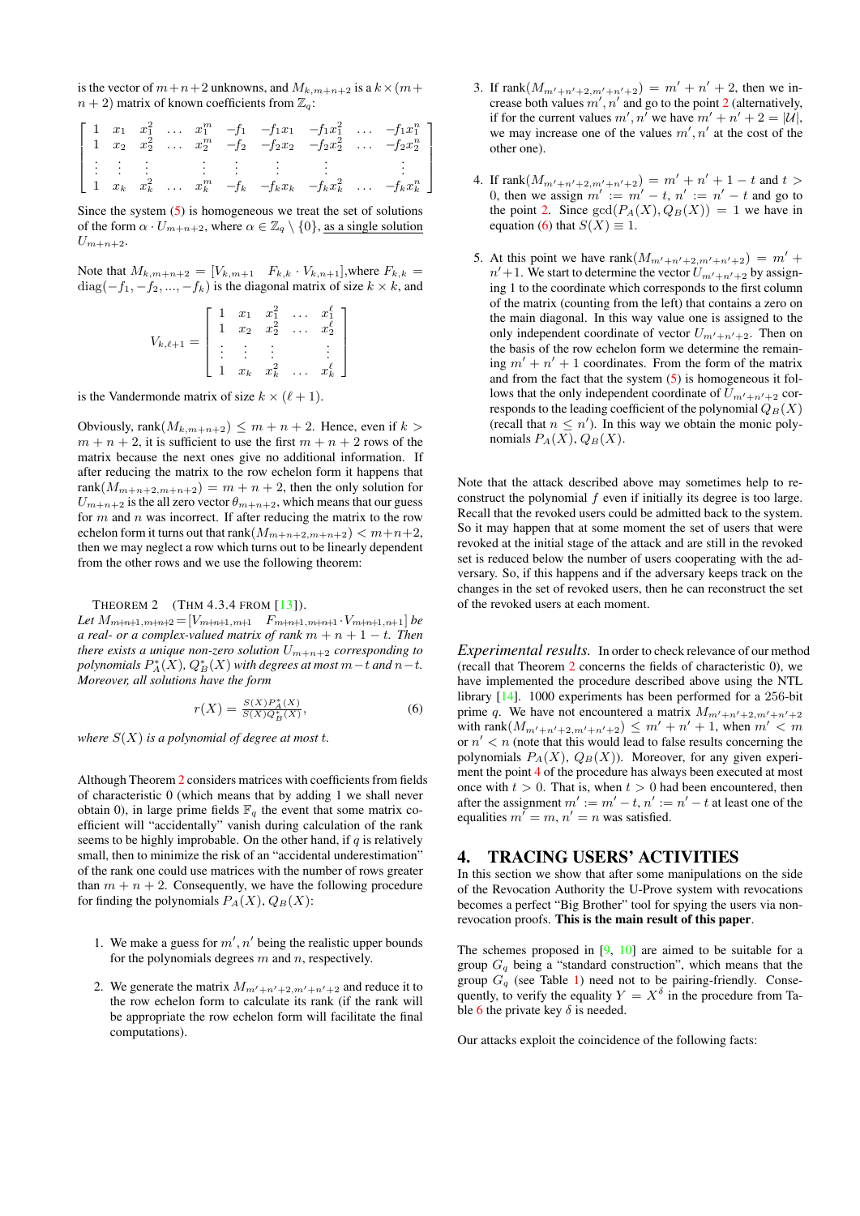is the vector of $m+n+2$ unknowns, and $M_{k,m+n+2}$ is a $k\times(m+n+2)$ matrix of known coefficients from $\mathbb{Z}_q$:

$$\left[\begin{array}{cccccccccc} 1 & x_1 & x_1^2 & \dots & x_1^m & -f_1 & -f_1x_1 & -f_1x_1^2 & \dots & -f_1x_1^n \\ 1 & x_2 & x_2^2 & \dots & x_2^m & -f_2 & -f_2x_2 & -f_2x_2^2 & \dots & -f_2x_2^n \\ \vdots & \vdots & \vdots & & \vdots & \vdots & \vdots & \vdots & & \vdots \\ 1 & x_k & x_k^2 & \dots & x_k^m & -f_k & -f_kx_k & -f_kx_k^2 & \dots & -f_kx_k^n \end{array}\right]$$

Since the system (5) is homogeneous we treat the set of solutions of the form $\alpha\cdot U_{m+n+2}$, where $\alpha\in\mathbb{Z}_q\setminus\{0\}$, as a single solution $U_{m+n+2}$.

Note that $M_{k,m+n+2}=[V_{k,m+1}\quad F_{k,k}\cdot V_{k,n+1}]$,where $F_{k,k}=\mathrm{diag}(-f_1,-f_2,...,-f_k)$ is the diagonal matrix of size $k\times k$, and

$$V_{k,\ell+1}=\left[\begin{array}{ccccc} 1 & x_1 & x_1^2 & \dots & x_1^\ell \\ 1 & x_2 & x_2^2 & \dots & x_2^\ell \\ \vdots & \vdots & \vdots & & \vdots \\ 1 & x_k & x_k^2 & \dots & x_k^\ell \end{array}\right]$$

is the Vandermonde matrix of size $k\times(\ell+1)$.

Obviously, $\mathrm{rank}(M_{k,m+n+2})\le m+n+2$. Hence, even if $k>m+n+2$, it is sufficient to use the first $m+n+2$ rows of the matrix because the next ones give no additional information. If after reducing the matrix to the row echelon form it happens that $\mathrm{rank}(M_{m+n+2,m+n+2})=m+n+2$, then the only solution for $U_{m+n+2}$ is the all zero vector $\theta_{m+n+2}$, which means that our guess for $m$ and $n$ was incorrect. If after reducing the matrix to the row echelon form it turns out that $\mathrm{rank}(M_{m+n+2,m+n+2})<m+n+2$, then we may neglect a row which turns out to be linearly dependent from the other rows and we use the following theorem:

THEOREM 2 (THM 4.3.4 FROM [13]). *Let $M_{m+n+1,m+n+2}=[V_{m+n+1,m+1}\quad F_{m+n+1,m+n+1}\cdot V_{m+n+1,n+1}]$ be a real- or a complex-valued matrix of rank $m+n+1-t$. Then there exists a unique non-zero solution $U_{m+n+2}$ corresponding to polynomials $P_A^*(X)$, $Q_B^*(X)$ with degrees at most $m-t$ and $n-t$. Moreover, all solutions have the form*

$$r(X)=\frac{S(X)P_A^*(X)}{S(X)Q_B^*(X)}, \tag{6}$$

*where $S(X)$ is a polynomial of degree at most $t$.*

Although Theorem 2 considers matrices with coefficients from fields of characteristic 0 (which means that by adding 1 we shall never obtain 0), in large prime fields $\mathbb{F}_q$ the event that some matrix coefficient will "accidentally" vanish during calculation of the rank seems to be highly improbable. On the other hand, if $q$ is relatively small, then to minimize the risk of an "accidental underestimation" of the rank one could use matrices with the number of rows greater than $m+n+2$. Consequently, we have the following procedure for finding the polynomials $P_A(X)$, $Q_B(X)$:

1. We make a guess for $m', n'$ being the realistic upper bounds for the polynomials degrees $m$ and $n$, respectively.

2. We generate the matrix $M_{m'+n'+2,m'+n'+2}$ and reduce it to the row echelon form to calculate its rank (if the rank will be appropriate the row echelon form will facilitate the final computations).

3. If $\mathrm{rank}(M_{m'+n'+2,m'+n'+2})=m'+n'+2$, then we increase both values $m', n'$ and go to the point 2 (alternatively, if for the current values $m', n'$ we have $m'+n'+2=|\mathcal{U}|$, we may increase one of the values $m', n'$ at the cost of the other one).

4. If $\mathrm{rank}(M_{m'+n'+2,m'+n'+2})=m'+n'+1-t$ and $t>0$, then we assign $m':=m'-t$, $n':=n'-t$ and go to the point 2. Since $\gcd(P_A(X),Q_B(X))=1$ we have in equation (6) that $S(X)\equiv 1$.

5. At this point we have $\mathrm{rank}(M_{m'+n'+2,m'+n'+2})=m'+n'+1$. We start to determine the vector $U_{m'+n'+2}$ by assigning 1 to the coordinate which corresponds to the first column of the matrix (counting from the left) that contains a zero on the main diagonal. In this way value one is assigned to the only independent coordinate of vector $U_{m'+n'+2}$. Then on the basis of the row echelon form we determine the remaining $m'+n'+1$ coordinates. From the form of the matrix and from the fact that the system (5) is homogeneous it follows that the only independent coordinate of $U_{m'+n'+2}$ corresponds to the leading coefficient of the polynomial $Q_B(X)$ (recall that $n\le n'$). In this way we obtain the monic polynomials $P_A(X)$, $Q_B(X)$.

Note that the attack described above may sometimes help to reconstruct the polynomial $f$ even if initially its degree is too large. Recall that the revoked users could be admitted back to the system. So it may happen that at some moment the set of users that were revoked at the initial stage of the attack and are still in the revoked set is reduced below the number of users cooperating with the adversary. So, if this happens and if the adversary keeps track on the changes in the set of revoked users, then he can reconstruct the set of the revoked users at each moment.

*Experimental results.* In order to check relevance of our method (recall that Theorem 2 concerns the fields of characteristic 0), we have implemented the procedure described above using the NTL library [14]. 1000 experiments has been performed for a 256-bit prime $q$. We have not encountered a matrix $M_{m'+n'+2,m'+n'+2}$ with $\mathrm{rank}(M_{m'+n'+2,m'+n'+2})\le m'+n'+1$, when $m'<m$ or $n'<n$ (note that this would lead to false results concerning the polynomials $P_A(X)$, $Q_B(X)$). Moreover, for any given experiment the point 4 of the procedure has always been executed at most once with $t>0$. That is, when $t>0$ had been encountered, then after the assignment $m':=m'-t$, $n':=n'-t$ at least one of the equalities $m'=m$, $n'=n$ was satisfied.

## 4. TRACING USERS' ACTIVITIES

In this section we show that after some manipulations on the side of the Revocation Authority the U-Prove system with revocations becomes a perfect "Big Brother" tool for spying the users via non-revocation proofs. **This is the main result of this paper**.

The schemes proposed in [9, 10] are aimed to be suitable for a group $G_q$ being a "standard construction", which means that the group $G_q$ (see Table 1) need not to be pairing-friendly. Consequently, to verify the equality $Y=X^\delta$ in the procedure from Table 6 the private key $\delta$ is needed.

Our attacks exploit the coincidence of the following facts: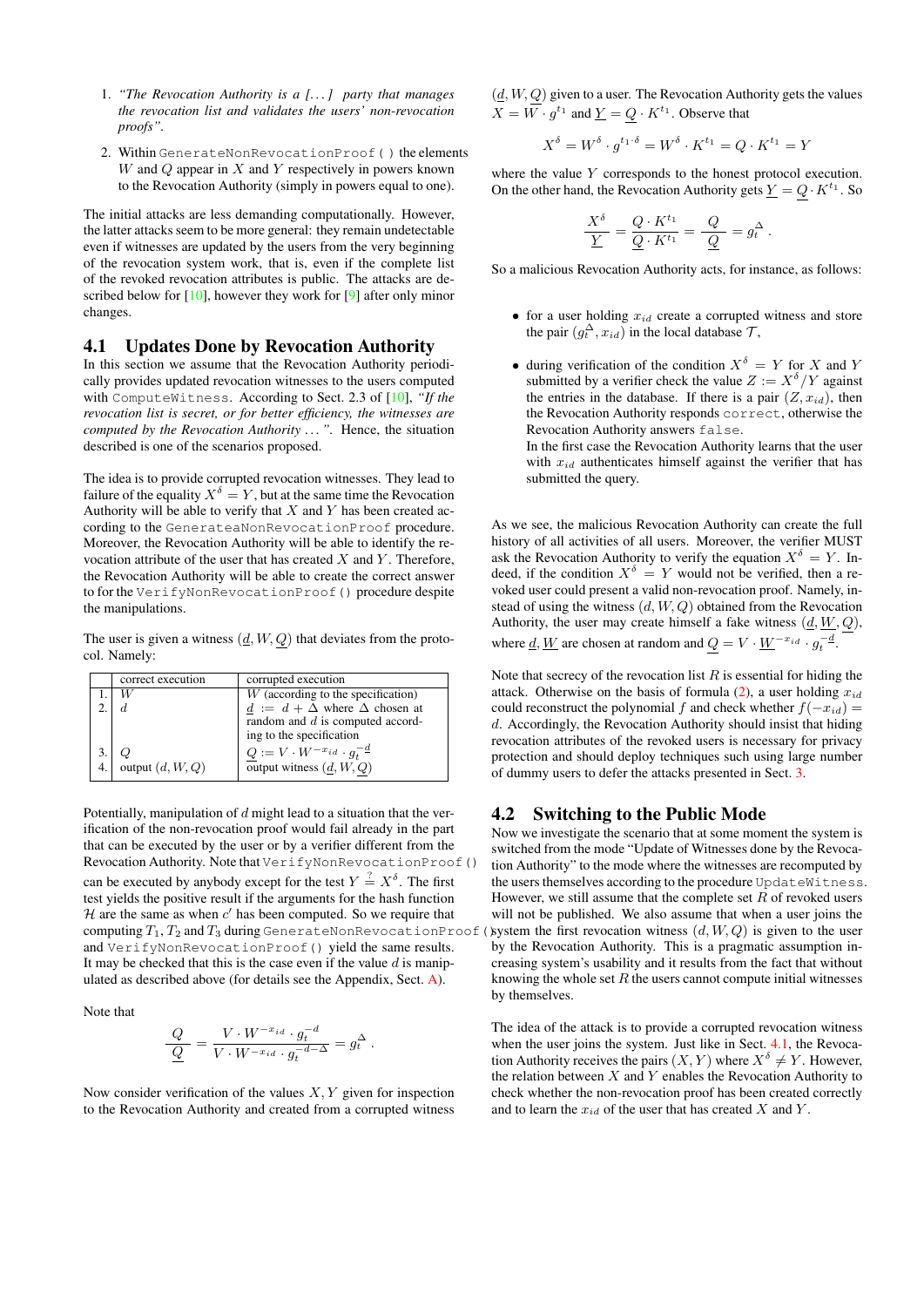1. *"The Revocation Authority is a [. . . ] party that manages the revocation list and validates the users' non-revocation proofs".*

2. Within `GenerateNonRevocationProof()` the elements $W$ and $Q$ appear in $X$ and $Y$ respectively in powers known to the Revocation Authority (simply in powers equal to one).

The initial attacks are less demanding computationally. However, the latter attacks seem to be more general: they remain undetectable even if witnesses are updated by the users from the very beginning of the revocation system work, that is, even if the complete list of the revoked revocation attributes is public. The attacks are described below for [10], however they work for [9] after only minor changes.

## 4.1 Updates Done by Revocation Authority

In this section we assume that the Revocation Authority periodically provides updated revocation witnesses to the users computed with `ComputeWitness`. According to Sect. 2.3 of [10], *"If the revocation list is secret, or for better efficiency, the witnesses are computed by the Revocation Authority . . . ".* Hence, the situation described is one of the scenarios proposed.

The idea is to provide corrupted revocation witnesses. They lead to failure of the equality $X^{\delta} = Y$, but at the same time the Revocation Authority will be able to verify that $X$ and $Y$ has been created according to the `GenerateaNonRevocationProof` procedure. Moreover, the Revocation Authority will be able to identify the revocation attribute of the user that has created $X$ and $Y$. Therefore, the Revocation Authority will be able to create the correct answer to for the `VerifyNonRevocationProof()` procedure despite the manipulations.

The user is given a witness $(\underline{d}, W, \underline{Q})$ that deviates from the protocol. Namely:

| | correct execution | corrupted execution |
|---|---|---|
| 1. | $W$ | $W$ (according to the specification) |
| 2. | $d$ | $\underline{d} := d + \Delta$ where $\Delta$ chosen at random and $d$ is computed according to the specification |
| 3. | $Q$ | $\underline{Q} := V \cdot W^{-x_{id}} \cdot g_t^{-\underline{d}}$ |
| 4. | output $(d, W, Q)$ | output witness $(\underline{d}, W, \underline{Q})$ |

Potentially, manipulation of $d$ might lead to a situation that the verification of the non-revocation proof would fail already in the part that can be executed by the user or by a verifier different from the Revocation Authority. Note that `VerifyNonRevocationProof()` can be executed by anybody except for the test $Y \stackrel{?}{=} X^{\delta}$. The first test yields the positive result if the arguments for the hash function $\mathcal{H}$ are the same as when $c'$ has been computed. So we require that computing $T_1, T_2$ and $T_3$ during `GenerateNonRevocationProof()` and `VerifyNonRevocationProof()` yield the same results. It may be checked that this is the case even if the value $d$ is manipulated as described above (for details see the Appendix, Sect. A).

Note that

$$\frac{Q}{\underline{Q}} = \frac{V \cdot W^{-x_{id}} \cdot g_t^{-d}}{V \cdot W^{-x_{id}} \cdot g_t^{-d-\Delta}} = g_t^{\Delta} .$$

Now consider verification of the values $X, Y$ given for inspection to the Revocation Authority and created from a corrupted witness $(\underline{d}, W, \underline{Q})$ given to a user. The Revocation Authority gets the values $X = W \cdot g^{t_1}$ and $\underline{Y} = \underline{Q} \cdot K^{t_1}$. Observe that

$$X^{\delta} = W^{\delta} \cdot g^{t_1 \cdot \delta} = W^{\delta} \cdot K^{t_1} = Q \cdot K^{t_1} = Y$$

where the value $Y$ corresponds to the honest protocol execution. On the other hand, the Revocation Authority gets $\underline{Y} = \underline{Q} \cdot K^{t_1}$. So

$$\frac{X^{\delta}}{\underline{Y}} = \frac{Q \cdot K^{t_1}}{\underline{Q} \cdot K^{t_1}} = \frac{Q}{\underline{Q}} = g_t^{\Delta} .$$

So a malicious Revocation Authority acts, for instance, as follows:

- for a user holding $x_{id}$ create a corrupted witness and store the pair $(g_t^{\Delta}, x_{id})$ in the local database $\mathcal{T}$,
- during verification of the condition $X^{\delta} = Y$ for $X$ and $Y$ submitted by a verifier check the value $Z := X^{\delta}/Y$ against the entries in the database. If there is a pair $(Z, x_{id})$, then the Revocation Authority responds `correct`, otherwise the Revocation Authority answers `false`.
  In the first case the Revocation Authority learns that the user with $x_{id}$ authenticates himself against the verifier that has submitted the query.

As we see, the malicious Revocation Authority can create the full history of all activities of all users. Moreover, the verifier MUST ask the Revocation Authority to verify the equation $X^{\delta} = Y$. Indeed, if the condition $X^{\delta} = Y$ would not be verified, then a revoked user could present a valid non-revocation proof. Namely, instead of using the witness $(d, W, Q)$ obtained from the Revocation Authority, the user may create himself a fake witness $(\underline{d}, \underline{W}, \underline{Q})$, where $\underline{d}, \underline{W}$ are chosen at random and $\underline{Q} = V \cdot \underline{W}^{-x_{id}} \cdot g_t^{-\underline{d}}$.

Note that secrecy of the revocation list $R$ is essential for hiding the attack. Otherwise on the basis of formula (2), a user holding $x_{id}$ could reconstruct the polynomial $f$ and check whether $f(-x_{id}) = d$. Accordingly, the Revocation Authority should insist that hiding revocation attributes of the revoked users is necessary for privacy protection and should deploy techniques such using large number of dummy users to defer the attacks presented in Sect. 3.

## 4.2 Switching to the Public Mode

Now we investigate the scenario that at some moment the system is switched from the mode "Update of Witnesses done by the Revocation Authority" to the mode where the witnesses are recomputed by the users themselves according to the procedure `UpdateWitness`. However, we still assume that the complete set $R$ of revoked users will not be published. We also assume that when a user joins the system the first revocation witness $(d, W, Q)$ is given to the user by the Revocation Authority. This is a pragmatic assumption increasing system's usability and it results from the fact that without knowing the whole set $R$ the users cannot compute initial witnesses by themselves.

The idea of the attack is to provide a corrupted revocation witness when the user joins the system. Just like in Sect. 4.1, the Revocation Authority receives the pairs $(X, Y)$ where $X^{\delta} \neq Y$. However, the relation between $X$ and $Y$ enables the Revocation Authority to check whether the non-revocation proof has been created correctly and to learn the $x_{id}$ of the user that has created $X$ and $Y$.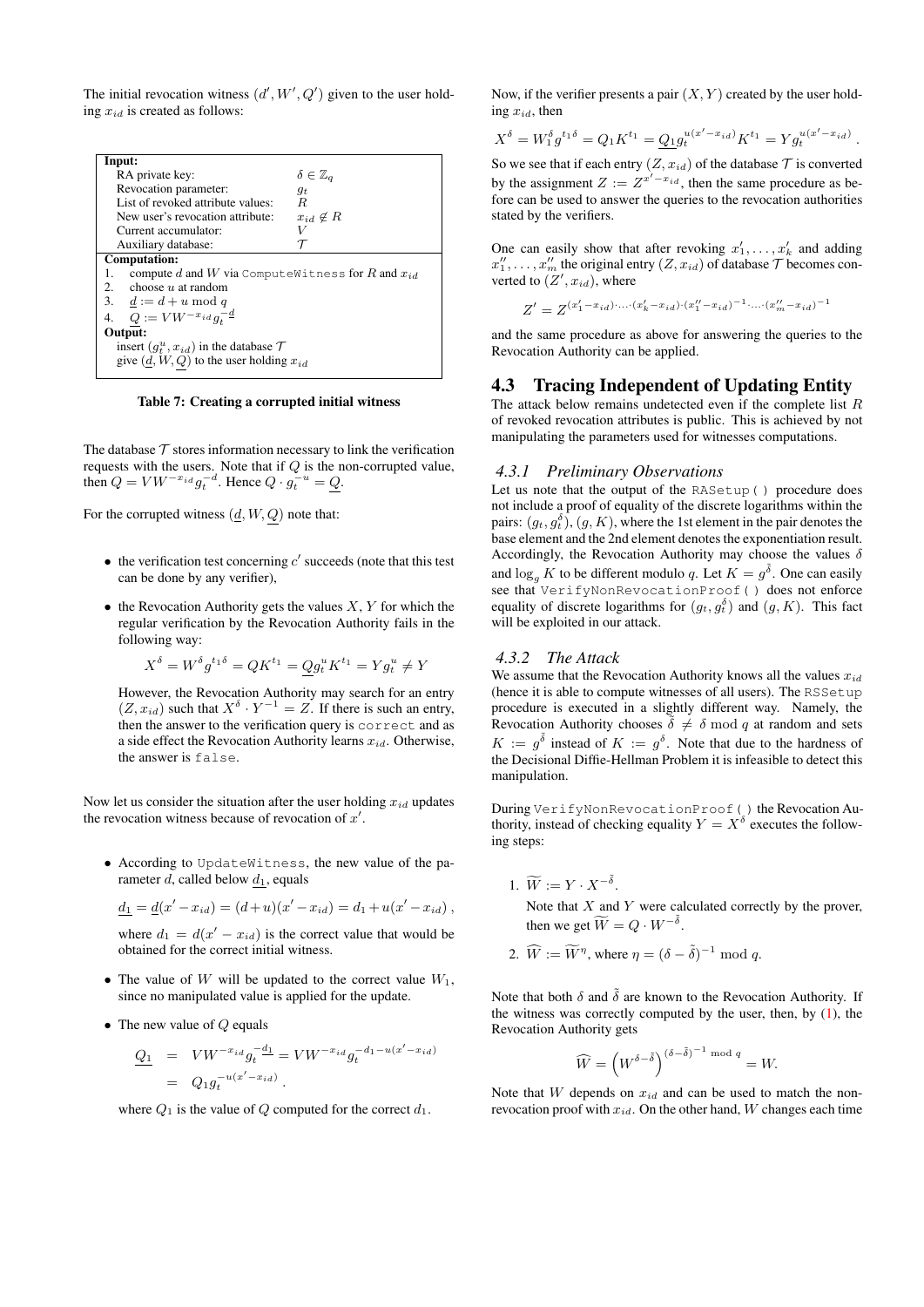The initial revocation witness $(d', W', Q')$ given to the user holding $x_{id}$ is created as follows:

| **Input:** | |
|---|---|
| RA private key: | $\delta \in \mathbb{Z}_q$ |
| Revocation parameter: | $g_t$ |
| List of revoked attribute values: | $R$ |
| New user's revocation attribute: | $x_{id} \notin R$ |
| Current accumulator: | $V$ |
| Auxiliary database: | $\mathcal{T}$ |
| **Computation:** | |
| 1. compute $d$ and $W$ via `ComputeWitness` for $R$ and $x_{id}$ | |
| 2. choose $u$ at random | |
| 3. $\underline{d} := d + u \bmod q$ | |
| 4. $\underline{Q} := VW^{-x_{id}} g_t^{-\underline{d}}$ | |
| **Output:** | |
| insert $(g_t^u, x_{id})$ in the database $\mathcal{T}$ | |
| give $(\underline{d}, W, \underline{Q})$ to the user holding $x_{id}$ | |

**Table 7: Creating a corrupted initial witness**

The database $\mathcal{T}$ stores information necessary to link the verification requests with the users. Note that if $Q$ is the non-corrupted value, then $Q = VW^{-x_{id}} g_t^{-d}$. Hence $Q \cdot g_t^{-u} = \underline{Q}$.

For the corrupted witness $(\underline{d}, W, \underline{Q})$ note that:

- the verification test concerning $c'$ succeeds (note that this test can be done by any verifier),
- the Revocation Authority gets the values $X, Y$ for which the regular verification by the Revocation Authority fails in the following way:

$$X^\delta = W^\delta g^{t_1 \delta} = QK^{t_1} = \underline{Q} g_t^u K^{t_1} = Y g_t^u \neq Y$$

However, the Revocation Authority may search for an entry $(Z, x_{id})$ such that $X^\delta \cdot Y^{-1} = Z$. If there is such an entry, then the answer to the verification query is `correct` and as a side effect the Revocation Authority learns $x_{id}$. Otherwise, the answer is `false`.

Now let us consider the situation after the user holding $x_{id}$ updates the revocation witness because of revocation of $x'$.

- According to `UpdateWitness`, the new value of the parameter $d$, called below $\underline{d_1}$, equals

$$\underline{d_1} = \underline{d}(x' - x_{id}) = (d+u)(x' - x_{id}) = d_1 + u(x' - x_{id}),$$

where $d_1 = d(x' - x_{id})$ is the correct value that would be obtained for the correct initial witness.

- The value of $W$ will be updated to the correct value $W_1$, since no manipulated value is applied for the update.
- The new value of $Q$ equals

$$\begin{aligned} \underline{Q_1} &= VW^{-x_{id}} g_t^{-\underline{d_1}} = VW^{-x_{id}} g_t^{-d_1 - u(x' - x_{id})} \\ &= Q_1 g_t^{-u(x' - x_{id})}. \end{aligned}$$

where $Q_1$ is the value of $Q$ computed for the correct $d_1$.

Now, if the verifier presents a pair $(X, Y)$ created by the user holding $x_{id}$, then

$$X^\delta = W_1^\delta g^{t_1 \delta} = Q_1 K^{t_1} = \underline{Q_1} g_t^{u(x' - x_{id})} K^{t_1} = Y g_t^{u(x' - x_{id})}.$$

So we see that if each entry $(Z, x_{id})$ of the database $\mathcal{T}$ is converted by the assignment $Z := Z^{x' - x_{id}}$, then the same procedure as before can be used to answer the queries to the revocation authorities stated by the verifiers.

One can easily show that after revoking $x_1', \ldots, x_k'$ and adding $x_1'', \ldots, x_m''$ the original entry $(Z, x_{id})$ of database $\mathcal{T}$ becomes converted to $(Z', x_{id})$, where

$$Z' = Z^{(x_1' - x_{id}) \cdot \ldots \cdot (x_k' - x_{id}) \cdot (x_1'' - x_{id})^{-1} \cdot \ldots \cdot (x_m'' - x_{id})^{-1}}$$

and the same procedure as above for answering the queries to the Revocation Authority can be applied.

## 4.3 Tracing Independent of Updating Entity

The attack below remains undetected even if the complete list $R$ of revoked revocation attributes is public. This is achieved by not manipulating the parameters used for witnesses computations.

### 4.3.1 Preliminary Observations

Let us note that the output of the `RASetup()` procedure does not include a proof of equality of the discrete logarithms within the pairs: $(g_t, g_t^\delta)$, $(g, K)$, where the 1st element in the pair denotes the base element and the 2nd element denotes the exponentiation result. Accordingly, the Revocation Authority may choose the values $\delta$ and $\log_g K$ to be different modulo $q$. Let $K = g^{\tilde{\delta}}$. One can easily see that `VerifyNonRevocationProof()` does not enforce equality of discrete logarithms for $(g_t, g_t^\delta)$ and $(g, K)$. This fact will be exploited in our attack.

### 4.3.2 The Attack

We assume that the Revocation Authority knows all the values $x_{id}$ (hence it is able to compute witnesses of all users). The `RSSetup` procedure is executed in a slightly different way. Namely, the Revocation Authority chooses $\tilde{\delta} \neq \delta \bmod q$ at random and sets $K := g^{\tilde{\delta}}$ instead of $K := g^\delta$. Note that due to the hardness of the Decisional Diffie-Hellman Problem it is infeasible to detect this manipulation.

During `VerifyNonRevocationProof()` the Revocation Authority, instead of checking equality $Y = X^\delta$ executes the following steps:

1. $\widetilde{W} := Y \cdot X^{-\tilde{\delta}}$.

   Note that $X$ and $Y$ were calculated correctly by the prover, then we get $\widetilde{W} = Q \cdot W^{-\tilde{\delta}}$.

2. $\widehat{W} := \widetilde{W}^\eta$, where $\eta = (\delta - \tilde{\delta})^{-1} \bmod q$.

Note that both $\delta$ and $\tilde{\delta}$ are known to the Revocation Authority. If the witness was correctly computed by the user, then, by (1), the Revocation Authority gets

$$\widehat{W} = \left(W^{\delta - \tilde{\delta}}\right)^{(\delta - \tilde{\delta})^{-1} \bmod q} = W.$$

Note that $W$ depends on $x_{id}$ and can be used to match the non-revocation proof with $x_{id}$. On the other hand, $W$ changes each time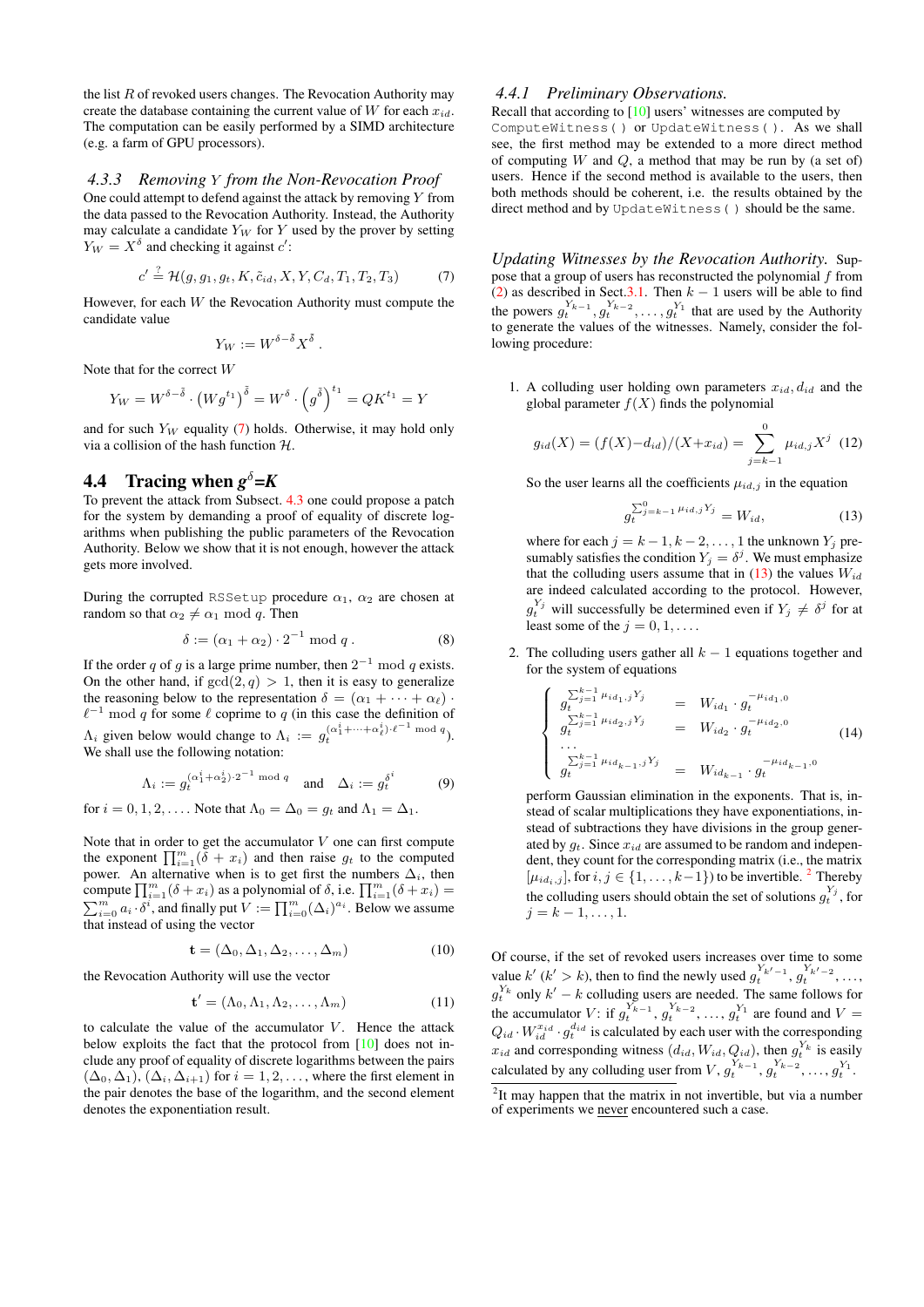the list $R$ of revoked users changes. The Revocation Authority may create the database containing the current value of $W$ for each $x_{id}$. The computation can be easily performed by a SIMD architecture (e.g. a farm of GPU processors).

### 4.3.3 Removing $Y$ from the Non-Revocation Proof

One could attempt to defend against the attack by removing $Y$ from the data passed to the Revocation Authority. Instead, the Authority may calculate a candidate $Y_W$ for $Y$ used by the prover by setting $Y_W = X^{\delta}$ and checking it against $c'$:

$$c' \stackrel{?}{=} \mathcal{H}(g, g_1, g_t, K, \tilde{c}_{id}, X, Y, C_d, T_1, T_2, T_3) \tag{7}$$

However, for each $W$ the Revocation Authority must compute the candidate value

$$Y_W := W^{\delta - \tilde{\delta}} X^{\tilde{\delta}} .$$

Note that for the correct $W$

$$Y_W = W^{\delta-\tilde{\delta}} \cdot \left(W g^{t_1}\right)^{\tilde{\delta}} = W^{\delta} \cdot \left(g^{\tilde{\delta}}\right)^{t_1} = QK^{t_1} = Y$$

and for such $Y_W$ equality (7) holds. Otherwise, it may hold only via a collision of the hash function $\mathcal{H}$.

## 4.4 Tracing when $g^{\delta}$=$K$

To prevent the attack from Subsect. 4.3 one could propose a patch for the system by demanding a proof of equality of discrete logarithms when publishing the public parameters of the Revocation Authority. Below we show that it is not enough, however the attack gets more involved.

During the corrupted `RSSetup` procedure $\alpha_1$, $\alpha_2$ are chosen at random so that $\alpha_2 \neq \alpha_1 \bmod q$. Then

$$\delta := (\alpha_1 + \alpha_2) \cdot 2^{-1} \bmod q . \tag{8}$$

If the order $q$ of $g$ is a large prime number, then $2^{-1} \bmod q$ exists. On the other hand, if $\gcd(2, q) > 1$, then it is easy to generalize the reasoning below to the representation $\delta = (\alpha_1 + \cdots + \alpha_\ell) \cdot \ell^{-1} \bmod q$ for some $\ell$ coprime to $q$ (in this case the definition of $\Lambda_i$ given below would change to $\Lambda_i := g_t^{(\alpha_1^i + \cdots + \alpha_\ell^i) \cdot \ell^{-1} \bmod q}$). We shall use the following notation:

$$\Lambda_i := g_t^{(\alpha_1^i + \alpha_2^i) \cdot 2^{-1} \bmod q} \quad \text{and} \quad \Delta_i := g_t^{\delta^i} \tag{9}$$

for $i = 0, 1, 2, \ldots$. Note that $\Lambda_0 = \Delta_0 = g_t$ and $\Lambda_1 = \Delta_1$.

Note that in order to get the accumulator $V$ one can first compute the exponent $\prod_{i=1}^{m}(\delta + x_i)$ and then raise $g_t$ to the computed power. An alternative when is to get first the numbers $\Delta_i$, then compute $\prod_{i=1}^{m}(\delta + x_i)$ as a polynomial of $\delta$, i.e. $\prod_{i=1}^{m}(\delta + x_i) = \sum_{i=0}^{m} a_i \cdot \delta^i$, and finally put $V := \prod_{i=0}^{m} (\Delta_i)^{a_i}$. Below we assume that instead of using the vector

$$\mathbf{t} = (\Delta_0, \Delta_1, \Delta_2, \ldots, \Delta_m) \tag{10}$$

the Revocation Authority will use the vector

$$\mathbf{t}' = (\Lambda_0, \Lambda_1, \Lambda_2, \ldots, \Lambda_m) \tag{11}$$

to calculate the value of the accumulator $V$. Hence the attack below exploits the fact that the protocol from [10] does not include any proof of equality of discrete logarithms between the pairs $(\Delta_0, \Delta_1)$, $(\Delta_i, \Delta_{i+1})$ for $i = 1, 2, \ldots$, where the first element in the pair denotes the base of the logarithm, and the second element denotes the exponentiation result.

### 4.4.1 Preliminary Observations.

Recall that according to [10] users' witnesses are computed by `ComputeWitness()` or `UpdateWitness()`. As we shall see, the first method may be extended to a more direct method of computing $W$ and $Q$, a method that may be run by (a set of) users. Hence if the second method is available to the users, then both methods should be coherent, i.e. the results obtained by the direct method and by `UpdateWitness()` should be the same.

*Updating Witnesses by the Revocation Authority.* Suppose that a group of users has reconstructed the polynomial $f$ from (2) as described in Sect.3.1. Then $k-1$ users will be able to find the powers $g_t^{Y_{k-1}}, g_t^{Y_{k-2}}, \ldots, g_t^{Y_1}$ that are used by the Authority to generate the values of the witnesses. Namely, consider the following procedure:

1. A colluding user holding own parameters $x_{id}, d_{id}$ and the global parameter $f(X)$ finds the polynomial

$$g_{id}(X) = (f(X) - d_{id})/(X + x_{id}) = \sum_{j=k-1}^{0} \mu_{id,j} X^j \tag{12}$$

So the user learns all the coefficients $\mu_{id,j}$ in the equation

$$g_t^{\sum_{j=k-1}^{0} \mu_{id,j} Y_j} = W_{id}, \tag{13}$$

where for each $j = k-1, k-2, \ldots, 1$ the unknown $Y_j$ presumably satisfies the condition $Y_j = \delta^j$. We must emphasize that the colluding users assume that in (13) the values $W_{id}$ are indeed calculated according to the protocol. However, $g_t^{Y_j}$ will successfully be determined even if $Y_j \neq \delta^j$ for at least some of the $j = 0, 1, \ldots$.

2. The colluding users gather all $k-1$ equations together and for the system of equations

$$\begin{cases} g_t^{\sum_{j=1}^{k-1} \mu_{id_1,j} Y_j} & = & W_{id_1} \cdot g_t^{-\mu_{id_1,0}} \\ g_t^{\sum_{j=1}^{k-1} \mu_{id_2,j} Y_j} & = & W_{id_2} \cdot g_t^{-\mu_{id_2,0}} \\ \ldots & & \\ g_t^{\sum_{j=1}^{k-1} \mu_{id_{k-1},j} Y_j} & = & W_{id_{k-1}} \cdot g_t^{-\mu_{id_{k-1},0}} \end{cases} \tag{14}$$

perform Gaussian elimination in the exponents. That is, instead of scalar multiplications they have exponentiations, instead of subtractions they have divisions in the group generated by $g_t$. Since $x_{id}$ are assumed to be random and independent, they count for the corresponding matrix (i.e., the matrix $[\mu_{id_i,j}]$, for $i, j \in \{1, \ldots, k-1\}$) to be invertible. [2] Thereby the colluding users should obtain the set of solutions $g_t^{Y_j}$, for $j = k-1, \ldots, 1$.

Of course, if the set of revoked users increases over time to some value $k'$ ($k' > k$), then to find the newly used $g_t^{Y_{k'-1}}, g_t^{Y_{k'-2}}, \ldots, g_t^{Y_k}$ only $k' - k$ colluding users are needed. The same follows for the accumulator $V$: if $g_t^{Y_{k-1}}, g_t^{Y_{k-2}}, \ldots, g_t^{Y_1}$ are found and $V = Q_{id} \cdot W_{id}^{x_{id}} \cdot g_t^{d_{id}}$ is calculated by each user with the corresponding $x_{id}$ and corresponding witness $(d_{id}, W_{id}, Q_{id})$, then $g_t^{Y_k}$ is easily calculated by any colluding user from $V, g_t^{Y_{k-1}}, g_t^{Y_{k-2}}, \ldots, g_t^{Y_1}$.

[2] It may happen that the matrix in not invertible, but via a number of experiments we <u>never</u> encountered such a case.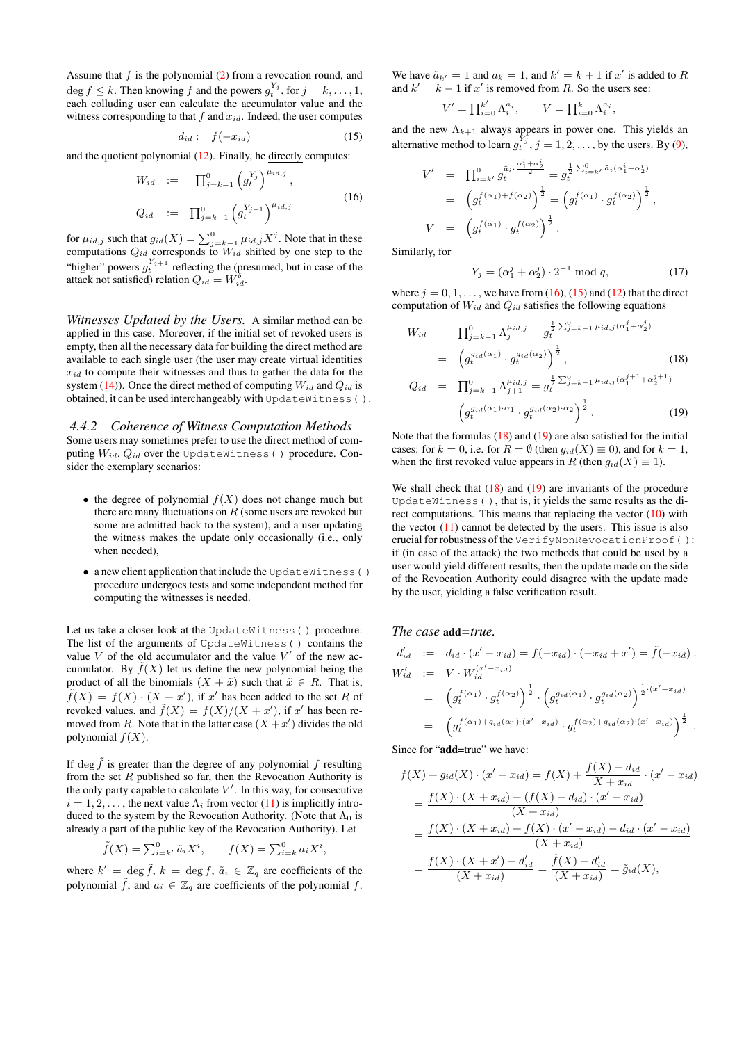Assume that $f$ is the polynomial (2) from a revocation round, and $\deg f \leq k$. Then knowing $f$ and the powers $g_t^{Y_j}$, for $j = k, \ldots, 1$, each colluding user can calculate the accumulator value and the witness corresponding to that $f$ and $x_{id}$. Indeed, the user computes

$$d_{id} := f(-x_{id}) \tag{15}$$

and the quotient polynomial (12). Finally, he directly computes:

$$\begin{aligned} W_{id} &:= \prod_{j=k-1}^{0} \left(g_t^{Y_j}\right)^{\mu_{id,j}}, \\ Q_{id} &:= \prod_{j=k-1}^{0} \left(g_t^{Y_{j+1}}\right)^{\mu_{id,j}} \end{aligned} \tag{16}$$

for $\mu_{id,j}$ such that $g_{id}(X) = \sum_{j=k-1}^{0} \mu_{id,j} X^j$. Note that in these computations $Q_{id}$ corresponds to $W_{id}$ shifted by one step to the "higher" powers $g_t^{Y_{j+1}}$ reflecting the (presumed, but in case of the attack not satisfied) relation $Q_{id} = W_{id}^{\delta}$.

*Witnesses Updated by the Users.* A similar method can be applied in this case. Moreover, if the initial set of revoked users is empty, then all the necessary data for building the direct method are available to each single user (the user may create virtual identities $x_{id}$ to compute their witnesses and thus to gather the data for the system (14)). Once the direct method of computing $W_{id}$ and $Q_{id}$ is obtained, it can be used interchangeably with `UpdateWitness()`.

### 4.4.2 Coherence of Witness Computation Methods

Some users may sometimes prefer to use the direct method of computing $W_{id}$, $Q_{id}$ over the `UpdateWitness()` procedure. Consider the exemplary scenarios:

- the degree of polynomial $f(X)$ does not change much but there are many fluctuations on $R$ (some users are revoked but some are admitted back to the system), and a user updating the witness makes the update only occasionally (i.e., only when needed),
- a new client application that include the `UpdateWitness()` procedure undergoes tests and some independent method for computing the witnesses is needed.

Let us take a closer look at the `UpdateWitness()` procedure: The list of the arguments of `UpdateWitness()` contains the value $V$ of the old accumulator and the value $V'$ of the new accumulator. By $\tilde{f}(X)$ let us define the new polynomial being the product of all the binomials $(X + \tilde{x})$ such that $\tilde{x} \in R$. That is, $\tilde{f}(X) = f(X) \cdot (X + x')$, if $x'$ has been added to the set $R$ of revoked values, and $\tilde{f}(X) = f(X)/(X + x')$, if $x'$ has been removed from $R$. Note that in the latter case $(X + x')$ divides the old polynomial $f(X)$.

If $\deg \tilde{f}$ is greater than the degree of any polynomial $f$ resulting from the set $R$ published so far, then the Revocation Authority is the only party capable to calculate $V'$. In this way, for consecutive $i = 1, 2, \ldots$, the next value $\Lambda_i$ from vector (11) is implicitly introduced to the system by the Revocation Authority. (Note that $\Lambda_0$ is already a part of the public key of the Revocation Authority). Let

$$\tilde{f}(X) = \sum_{i=k'}^{0} \tilde{a}_i X^i, \qquad f(X) = \sum_{i=k}^{0} a_i X^i,$$

where $k' = \deg \tilde{f}$, $k = \deg f$, $\tilde{a}_i \in \mathbb{Z}_q$ are coefficients of the polynomial $\tilde{f}$, and $a_i \in \mathbb{Z}_q$ are coefficients of the polynomial $f$.

We have $\tilde{a}_{k'} = 1$ and $a_k = 1$, and $k' = k + 1$ if $x'$ is added to $R$ and $k' = k - 1$ if $x'$ is removed from $R$. So the users see:

$$V' = \prod_{i=0}^{k'} \Lambda_i^{\tilde{a}_i}, \qquad V = \prod_{i=0}^{k} \Lambda_i^{a_i},$$

and the new $\Lambda_{k+1}$ always appears in power one. This yields an alternative method to learn $g_t^{Y_j}$, $j = 1, 2, \ldots$, by the users. By (9),

$$\begin{aligned} V' &= \prod_{i=k'}^{0} g_t^{\tilde{a}_i \cdot \frac{\alpha_1^i + \alpha_2^i}{2}} = g_t^{\frac{1}{2} \sum_{i=k'}^{0} \tilde{a}_i (\alpha_1^i + \alpha_2^i)} \\ &= \left(g_t^{\tilde{f}(\alpha_1) + \tilde{f}(\alpha_2)}\right)^{\frac{1}{2}} = \left(g_t^{\tilde{f}(\alpha_1)} \cdot g_t^{\tilde{f}(\alpha_2)}\right)^{\frac{1}{2}}, \\ V &= \left(g_t^{f(\alpha_1)} \cdot g_t^{f(\alpha_2)}\right)^{\frac{1}{2}}. \end{aligned}$$

Similarly, for

$$Y_j = (\alpha_1^j + \alpha_2^j) \cdot 2^{-1} \bmod q, \tag{17}$$

where $j = 0, 1, \ldots$, we have from (16), (15) and (12) that the direct computation of $W_{id}$ and $Q_{id}$ satisfies the following equations

$$\begin{aligned} W_{id} &= \prod_{j=k-1}^{0} \Lambda_j^{\mu_{id,j}} = g_t^{\frac{1}{2} \sum_{j=k-1}^{0} \mu_{id,j} (\alpha_1^j + \alpha_2^j)} \\ &= \left(g_t^{g_{id}(\alpha_1)} \cdot g_t^{g_{id}(\alpha_2)}\right)^{\frac{1}{2}}, \end{aligned} \tag{18}$$

$$\begin{aligned} Q_{id} &= \prod_{j=k-1}^{0} \Lambda_{j+1}^{\mu_{id,j}} = g_t^{\frac{1}{2} \sum_{j=k-1}^{0} \mu_{id,j} (\alpha_1^{j+1} + \alpha_2^{j+1})} \\ &= \left(g_t^{g_{id}(\alpha_1) \cdot \alpha_1} \cdot g_t^{g_{id}(\alpha_2) \cdot \alpha_2}\right)^{\frac{1}{2}}. \end{aligned} \tag{19}$$

Note that the formulas (18) and (19) are also satisfied for the initial cases: for $k = 0$, i.e. for $R = \emptyset$ (then $g_{id}(X) \equiv 0$), and for $k = 1$, when the first revoked value appears in $R$ (then $g_{id}(X) \equiv 1$).

We shall check that (18) and (19) are invariants of the procedure `UpdateWitness()`, that is, it yields the same results as the direct computations. This means that replacing the vector (10) with the vector (11) cannot be detected by the users. This issue is also crucial for robustness of the `VerifyNonRevocationProof()`: if (in case of the attack) the two methods that could be used by a user would yield different results, then the update made on the side of the Revocation Authority could disagree with the update made by the user, yielding a false verification result.

*The case* **add**=*true.*

$$\begin{aligned} d'_{id} &:= d_{id} \cdot (x' - x_{id}) = f(-x_{id}) \cdot (-x_{id} + x') = \tilde{f}(-x_{id}). \\ W'_{id} &:= V \cdot W_{id}^{(x' - x_{id})} \\ &= \left(g_t^{f(\alpha_1)} \cdot g_t^{f(\alpha_2)}\right)^{\frac{1}{2}} \cdot \left(g_t^{g_{id}(\alpha_1)} \cdot g_t^{g_{id}(\alpha_2)}\right)^{\frac{1}{2} \cdot (x' - x_{id})} \\ &= \left(g_t^{f(\alpha_1) + g_{id}(\alpha_1) \cdot (x' - x_{id})} \cdot g_t^{f(\alpha_2) + g_{id}(\alpha_2) \cdot (x' - x_{id})}\right)^{\frac{1}{2}}. \end{aligned}$$

Since for "**add**=true" we have:

$$\begin{aligned} f(X) + g_{id}(X) \cdot (x' - x_{id}) &= f(X) + \frac{f(X) - d_{id}}{X + x_{id}} \cdot (x' - x_{id}) \\ &= \frac{f(X) \cdot (X + x_{id}) + (f(X) - d_{id}) \cdot (x' - x_{id})}{(X + x_{id})} \\ &= \frac{f(X) \cdot (X + x_{id}) + f(X) \cdot (x' - x_{id}) - d_{id} \cdot (x' - x_{id})}{(X + x_{id})} \\ &= \frac{f(X) \cdot (X + x') - d'_{id}}{(X + x_{id})} = \frac{\tilde{f}(X) - d'_{id}}{(X + x_{id})} = \tilde{g}_{id}(X), \end{aligned}$$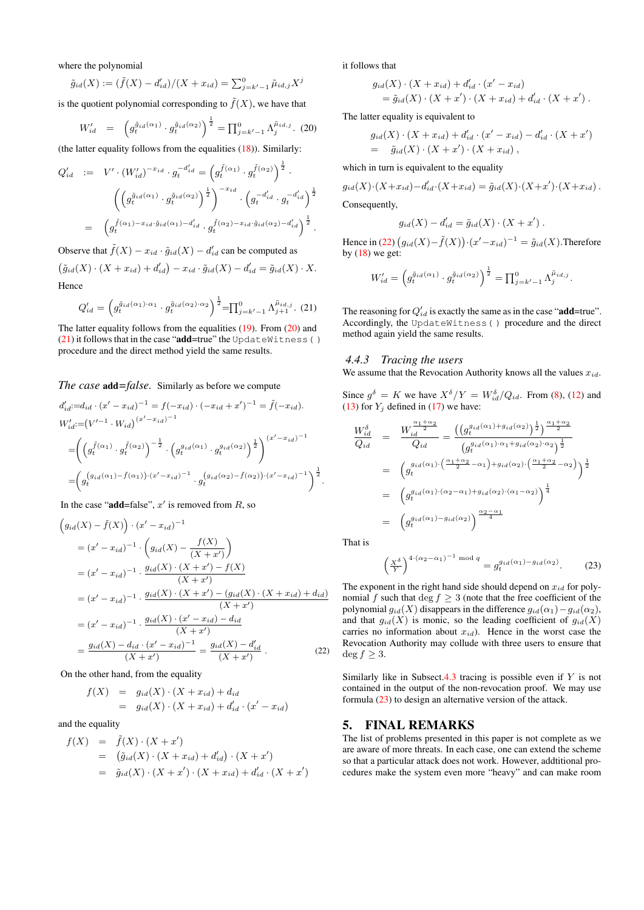where the polynomial

$$\tilde{g}_{id}(X) := (\tilde{f}(X) - d'_{id})/(X + x_{id}) = \sum_{j=k'-1}^{0} \tilde{\mu}_{id,j} X^j$$

is the quotient polynomial corresponding to $\tilde{f}(X)$, we have that

$$W'_{id} \;=\; \left(g_t^{\tilde{g}_{id}(\alpha_1)} \cdot g_t^{\tilde{g}_{id}(\alpha_2)}\right)^{\frac{1}{2}} = \prod_{j=k'-1}^{0} \Lambda_j^{\tilde{\mu}_{id,j}}. \quad (20)$$

(the latter equality follows from the equalities (18)). Similarly:

$$\begin{aligned} Q'_{id} \;&:=\; V' \cdot (W'_{id})^{-x_{id}} \cdot g_t^{-d'_{id}} = \left(g_t^{\tilde{f}(\alpha_1)} \cdot g_t^{\tilde{f}(\alpha_2)}\right)^{\frac{1}{2}} \cdot \\ &\quad \left(\left(g_t^{\tilde{g}_{id}(\alpha_1)} \cdot g_t^{\tilde{g}_{id}(\alpha_2)}\right)^{\frac{1}{2}}\right)^{-x_{id}} \cdot \left(g_t^{-d'_{id}} \cdot g_t^{-d'_{id}}\right)^{\frac{1}{2}} \\ &= \left(g_t^{\tilde{f}(\alpha_1) - x_{id} \cdot \tilde{g}_{id}(\alpha_1) - d'_{id}} \cdot g_t^{\tilde{f}(\alpha_2) - x_{id} \cdot \tilde{g}_{id}(\alpha_2) - d'_{id}}\right)^{\frac{1}{2}}. \end{aligned}$$

Observe that $\tilde{f}(X) - x_{id} \cdot \tilde{g}_{id}(X) - d'_{id}$ can be computed as
$\left(\tilde{g}_{id}(X) \cdot (X + x_{id}) + d'_{id}\right) - x_{id} \cdot \tilde{g}_{id}(X) - d'_{id} = \tilde{g}_{id}(X) \cdot X.$

Hence

$$Q'_{id} = \left(g_t^{\tilde{g}_{id}(\alpha_1) \cdot \alpha_1} \cdot g_t^{\tilde{g}_{id}(\alpha_2) \cdot \alpha_2}\right)^{\frac{1}{2}} = \prod_{j=k'-1}^{0} \Lambda_{j+1}^{\tilde{\mu}_{id,j}}. \quad (21)$$

The latter equality follows from the equalities (19). From (20) and (21) it follows that in the case "**add**=true" the `UpdateWitness()` procedure and the direct method yield the same results.

*The case* **add**=*false*. Similarly as before we compute

$$\begin{aligned} d'_{id} &:= d_{id} \cdot (x' - x_{id})^{-1} = f(-x_{id}) \cdot (-x_{id} + x')^{-1} = \tilde{f}(-x_{id}). \\ W'_{id} &:= \left(V'^{-1} \cdot W_{id}\right)^{(x' - x_{id})^{-1}} \\ &= \left(\left(g_t^{\tilde{f}(\alpha_1)} \cdot g_t^{\tilde{f}(\alpha_2)}\right)^{-\frac{1}{2}} \cdot \left(g_t^{g_{id}(\alpha_1)} \cdot g_t^{g_{id}(\alpha_2)}\right)^{\frac{1}{2}}\right)^{(x' - x_{id})^{-1}} \\ &= \left(g_t^{(g_{id}(\alpha_1) - \tilde{f}(\alpha_1)) \cdot (x' - x_{id})^{-1}} \cdot g_t^{(g_{id}(\alpha_2) - \tilde{f}(\alpha_2)) \cdot (x' - x_{id})^{-1}}\right)^{\frac{1}{2}}. \end{aligned}$$

In the case "**add**=false", $x'$ is removed from $R$, so

$$\begin{aligned} &\left(g_{id}(X) - \tilde{f}(X)\right) \cdot (x' - x_{id})^{-1} \\ &= (x' - x_{id})^{-1} \cdot \left(g_{id}(X) - \frac{f(X)}{(X + x')}\right) \\ &= (x' - x_{id})^{-1} \cdot \frac{g_{id}(X) \cdot (X + x') - f(X)}{(X + x')} \\ &= (x' - x_{id})^{-1} \cdot \frac{g_{id}(X) \cdot (X + x') - (g_{id}(X) \cdot (X + x_{id}) + d_{id})}{(X + x')} \\ &= (x' - x_{id})^{-1} \cdot \frac{g_{id}(X) \cdot (x' - x_{id}) - d_{id}}{(X + x')} \\ &= \frac{g_{id}(X) - d_{id} \cdot (x' - x_{id})^{-1}}{(X + x')} = \frac{g_{id}(X) - d'_{id}}{(X + x')}. \end{aligned} \quad (22)$$

On the other hand, from the equality

$$\begin{aligned} f(X) \;&=\; g_{id}(X) \cdot (X + x_{id}) + d_{id} \\ &=\; g_{id}(X) \cdot (X + x_{id}) + d'_{id} \cdot (x' - x_{id}) \end{aligned}$$

and the equality

$$\begin{aligned} f(X) \;&=\; \tilde{f}(X) \cdot (X + x') \\ &=\; \left(\tilde{g}_{id}(X) \cdot (X + x_{id}) + d'_{id}\right) \cdot (X + x') \\ &=\; \tilde{g}_{id}(X) \cdot (X + x') \cdot (X + x_{id}) + d'_{id} \cdot (X + x') \end{aligned}$$

it follows that

$$\begin{aligned} &g_{id}(X) \cdot (X + x_{id}) + d'_{id} \cdot (x' - x_{id}) \\ &= \tilde{g}_{id}(X) \cdot (X + x') \cdot (X + x_{id}) + d'_{id} \cdot (X + x'). \end{aligned}$$

The latter equality is equivalent to

$$\begin{aligned} &g_{id}(X) \cdot (X + x_{id}) + d'_{id} \cdot (x' - x_{id}) - d'_{id} \cdot (X + x') \\ &= \;\; \tilde{g}_{id}(X) \cdot (X + x') \cdot (X + x_{id}), \end{aligned}$$

which in turn is equivalent to the equality

$$g_{id}(X) \cdot (X + x_{id}) - d'_{id} \cdot (X + x_{id}) = \tilde{g}_{id}(X) \cdot (X + x') \cdot (X + x_{id}).$$

Consequently,

$$g_{id}(X) - d'_{id} = \tilde{g}_{id}(X) \cdot (X + x').$$

Hence in (22) $\left(g_{id}(X) - \tilde{f}(X)\right) \cdot (x' - x_{id})^{-1} = \tilde{g}_{id}(X)$.Therefore by (18) we get:

$$W'_{id} = \left(g_t^{\tilde{g}_{id}(\alpha_1)} \cdot g_t^{\tilde{g}_{id}(\alpha_2)}\right)^{\frac{1}{2}} = \prod_{j=k'-1}^{0} \Lambda_j^{\tilde{\mu}_{id,j}}.$$

The reasoning for $Q'_{id}$ is exactly the same as in the case "**add**=true". Accordingly, the `UpdateWitness()` procedure and the direct method again yield the same results.

### 4.4.3 Tracing the users

We assume that the Revocation Authority knows all the values $x_{id}$.

Since $g^{\delta} = K$ we have $X^{\delta}/Y = W_{id}^{\delta}/Q_{id}$. From (8), (12) and (13) for $Y_j$ defined in (17) we have:

$$\begin{aligned} \frac{W_{id}^{\delta}}{Q_{id}} \;&=\; \frac{W_{id}^{\frac{\alpha_1 + \alpha_2}{2}}}{Q_{id}} = \frac{\left(\left(g_t^{g_{id}(\alpha_1) + g_{id}(\alpha_2)}\right)^{\frac{1}{2}}\right)^{\frac{\alpha_1 + \alpha_2}{2}}}{\left(g_t^{g_{id}(\alpha_1) \cdot \alpha_1 + g_{id}(\alpha_2) \cdot \alpha_2}\right)^{\frac{1}{2}}} \\ &=\; \left(g_t^{g_{id}(\alpha_1) \cdot \left(\frac{\alpha_1 + \alpha_2}{2} - \alpha_1\right) + g_{id}(\alpha_2) \cdot \left(\frac{\alpha_1 + \alpha_2}{2} - \alpha_2\right)}\right)^{\frac{1}{2}} \\ &=\; \left(g_t^{g_{id}(\alpha_1) \cdot (\alpha_2 - \alpha_1) + g_{id}(\alpha_2) \cdot (\alpha_1 - \alpha_2)}\right)^{\frac{1}{4}} \\ &=\; \left(g_t^{g_{id}(\alpha_1) - g_{id}(\alpha_2)}\right)^{\frac{\alpha_2 - \alpha_1}{4}} \end{aligned}$$

That is

$$\left(\frac{X^{\delta}}{Y}\right)^{4 \cdot (\alpha_2 - \alpha_1)^{-1} \bmod q} = g_t^{g_{id}(\alpha_1) - g_{id}(\alpha_2)}. \quad (23)$$

The exponent in the right hand side should depend on $x_{id}$ for polynomial $f$ such that $\deg f \geq 3$ (note that the free coefficient of the polynomial $g_{id}(X)$ disappears in the difference $g_{id}(\alpha_1) - g_{id}(\alpha_2)$, and that $g_{id}(X)$ is monic, so the leading coefficient of $g_{id}(X)$ carries no information about $x_{id}$). Hence in the worst case the Revocation Authority may collude with three users to ensure that $\deg f \geq 3$.

Similarly like in Subsect.4.3 tracing is possible even if $Y$ is not contained in the output of the non-revocation proof. We may use formula (23) to design an alternative version of the attack.

## 5. FINAL REMARKS

The list of problems presented in this paper is not complete as we are aware of more threats. In each case, one can extend the scheme so that a particular attack does not work. However, addtitional procedures make the system even more "heavy" and can make room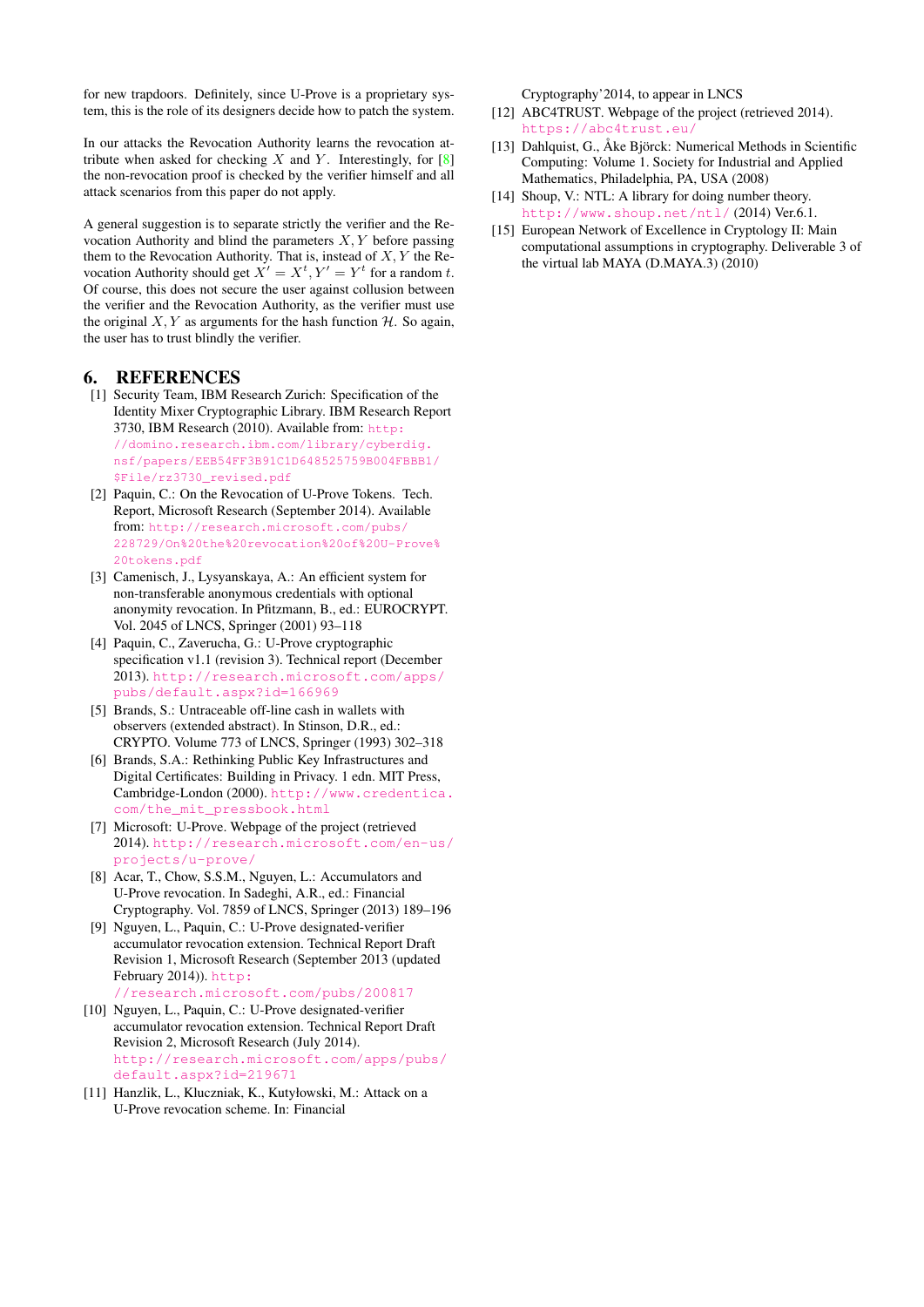for new trapdoors. Definitely, since U-Prove is a proprietary system, this is the role of its designers decide how to patch the system.

In our attacks the Revocation Authority learns the revocation attribute when asked for checking $X$ and $Y$. Interestingly, for [8] the non-revocation proof is checked by the verifier himself and all attack scenarios from this paper do not apply.

A general suggestion is to separate strictly the verifier and the Revocation Authority and blind the parameters $X, Y$ before passing them to the Revocation Authority. That is, instead of $X, Y$ the Revocation Authority should get $X' = X^t, Y' = Y^t$ for a random $t$. Of course, this does not secure the user against collusion between the verifier and the Revocation Authority, as the verifier must use the original $X, Y$ as arguments for the hash function $\mathcal{H}$. So again, the user has to trust blindly the verifier.

# 6. REFERENCES

[1] Security Team, IBM Research Zurich: Specification of the Identity Mixer Cryptographic Library. IBM Research Report 3730, IBM Research (2010). Available from: http://domino.research.ibm.com/library/cyberdig.nsf/papers/EEB54FF3B91C1D648525759B004FBBB1/$File/rz3730_revised.pdf

[2] Paquin, C.: On the Revocation of U-Prove Tokens. Tech. Report, Microsoft Research (September 2014). Available from: http://research.microsoft.com/pubs/228729/On%20the%20revocation%20of%20U-Prove%20tokens.pdf

[3] Camenisch, J., Lysyanskaya, A.: An efficient system for non-transferable anonymous credentials with optional anonymity revocation. In Pfitzmann, B., ed.: EUROCRYPT. Vol. 2045 of LNCS, Springer (2001) 93–118

[4] Paquin, C., Zaverucha, G.: U-Prove cryptographic specification v1.1 (revision 3). Technical report (December 2013). http://research.microsoft.com/apps/pubs/default.aspx?id=166969

[5] Brands, S.: Untraceable off-line cash in wallets with observers (extended abstract). In Stinson, D.R., ed.: CRYPTO. Volume 773 of LNCS, Springer (1993) 302–318

[6] Brands, S.A.: Rethinking Public Key Infrastructures and Digital Certificates: Building in Privacy. 1 edn. MIT Press, Cambridge-London (2000). http://www.credentica.com/the_mit_pressbook.html

[7] Microsoft: U-Prove. Webpage of the project (retrieved 2014). http://research.microsoft.com/en-us/projects/u-prove/

[8] Acar, T., Chow, S.S.M., Nguyen, L.: Accumulators and U-Prove revocation. In Sadeghi, A.R., ed.: Financial Cryptography. Vol. 7859 of LNCS, Springer (2013) 189–196

[9] Nguyen, L., Paquin, C.: U-Prove designated-verifier accumulator revocation extension. Technical Report Draft Revision 1, Microsoft Research (September 2013 (updated February 2014)). http://research.microsoft.com/pubs/200817

[10] Nguyen, L., Paquin, C.: U-Prove designated-verifier accumulator revocation extension. Technical Report Draft Revision 2, Microsoft Research (July 2014). http://research.microsoft.com/apps/pubs/default.aspx?id=219671

[11] Hanzlik, L., Kluczniak, K., Kutyłowski, M.: Attack on a U-Prove revocation scheme. In: Financial Cryptography'2014, to appear in LNCS

[12] ABC4TRUST. Webpage of the project (retrieved 2014). https://abc4trust.eu/

[13] Dahlquist, G., Åke Björck: Numerical Methods in Scientific Computing: Volume 1. Society for Industrial and Applied Mathematics, Philadelphia, PA, USA (2008)

[14] Shoup, V.: NTL: A library for doing number theory. http://www.shoup.net/ntl/ (2014) Ver.6.1.

[15] European Network of Excellence in Cryptology II: Main computational assumptions in cryptography. Deliverable 3 of the virtual lab MAYA (D.MAYA.3) (2010)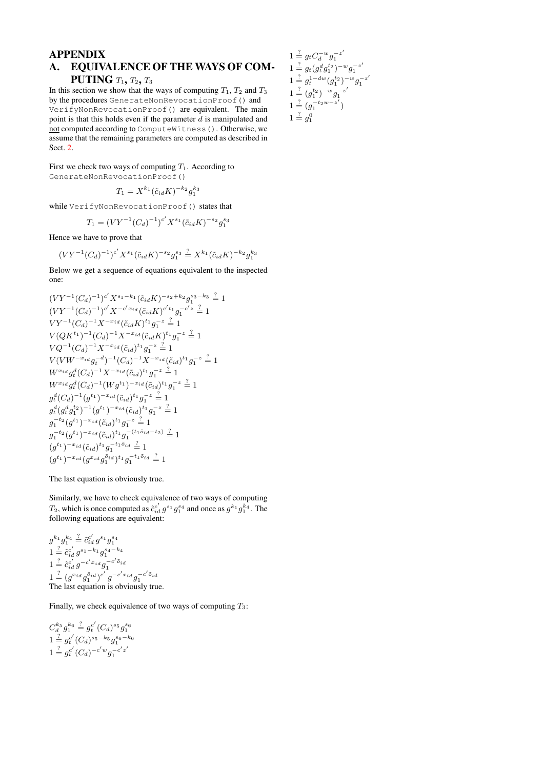# APPENDIX

## A. EQUIVALENCE OF THE WAYS OF COMPUTING $T_1$, $T_2$, $T_3$

In this section we show that the ways of computing $T_1$, $T_2$ and $T_3$ by the procedures `GenerateNonRevocationProof()` and `VerifyNonRevocationProof()` are equivalent. The main point is that this holds even if the parameter $d$ is manipulated and not computed according to `ComputeWitness()`. Otherwise, we assume that the remaining parameters are computed as described in Sect. 2.

First we check two ways of computing $T_1$. According to `GenerateNonRevocationProof()`

$$T_1 = X^{k_1}(\tilde{c}_{id}K)^{-k_2}g_1^{k_3}$$

while `VerifyNonRevocationProof()` states that

$$T_1 = (VY^{-1}(C_d)^{-1})^{c'}X^{s_1}(\tilde{c}_{id}K)^{-s_2}g_1^{s_3}$$

Hence we have to prove that

$$(VY^{-1}(C_d)^{-1})^{c'}X^{s_1}(\tilde{c}_{id}K)^{-s_2}g_1^{s_3} \stackrel{?}{=} X^{k_1}(\tilde{c}_{id}K)^{-k_2}g_1^{k_3}$$

Below we get a sequence of equations equivalent to the inspected one:

$$(VY^{-1}(C_d)^{-1})^{c'}X^{s_1-k_1}(\tilde{c}_{id}K)^{-s_2+k_2}g_1^{s_3-k_3} \stackrel{?}{=} 1$$
$$(VY^{-1}(C_d)^{-1})^{c'}X^{-c'x_{id}}(\tilde{c}_{id}K)^{c't_1}g_1^{-c'z} \stackrel{?}{=} 1$$
$$VY^{-1}(C_d)^{-1}X^{-x_{id}}(\tilde{c}_{id}K)^{t_1}g_1^{-z} \stackrel{?}{=} 1$$
$$V(QK^{t_1})^{-1}(C_d)^{-1}X^{-x_{id}}(\tilde{c}_{id}K)^{t_1}g_1^{-z} \stackrel{?}{=} 1$$
$$VQ^{-1}(C_d)^{-1}X^{-x_{id}}(\tilde{c}_{id})^{t_1}g_1^{-z} \stackrel{?}{=} 1$$
$$V(VW^{-x_{id}}g_t^{-d})^{-1}(C_d)^{-1}X^{-x_{id}}(\tilde{c}_{id})^{t_1}g_1^{-z} \stackrel{?}{=} 1$$
$$W^{x_{id}}g_t^{d}(C_d)^{-1}X^{-x_{id}}(\tilde{c}_{id})^{t_1}g_1^{-z} \stackrel{?}{=} 1$$
$$W^{x_{id}}g_t^{d}(C_d)^{-1}(Wg^{t_1})^{-x_{id}}(\tilde{c}_{id})^{t_1}g_1^{-z} \stackrel{?}{=} 1$$
$$g_t^{d}(C_d)^{-1}(g^{t_1})^{-x_{id}}(\tilde{c}_{id})^{t_1}g_1^{-z} \stackrel{?}{=} 1$$
$$g_t^{d}(g_t^{d}g_1^{t_2})^{-1}(g^{t_1})^{-x_{id}}(\tilde{c}_{id})^{t_1}g_1^{-z} \stackrel{?}{=} 1$$
$$g_1^{-t_2}(g^{t_1})^{-x_{id}}(\tilde{c}_{id})^{t_1}g_1^{-z} \stackrel{?}{=} 1$$
$$g_1^{-t_2}(g^{t_1})^{-x_{id}}(\tilde{c}_{id})^{t_1}g_1^{-(t_1\tilde{o}_{id}-t_2)} \stackrel{?}{=} 1$$
$$(g^{t_1})^{-x_{id}}(\tilde{c}_{id})^{t_1}g_1^{-t_1\tilde{o}_{id}} \stackrel{?}{=} 1$$
$$(g^{t_1})^{-x_{id}}(g^{x_{id}}g_1^{\tilde{o}_{id}})^{t_1}g_1^{-t_1\tilde{o}_{id}} \stackrel{?}{=} 1$$

The last equation is obviously true.

Similarly, we have to check equivalence of two ways of computing $T_2$, which is once computed as $\tilde{c}_{id}^{c'}g^{s_1}g_1^{s_4}$ and once as $g^{k_1}g_1^{k_4}$. The following equations are equivalent:

$$g^{k_1}g_1^{k_4} \stackrel{?}{=} \tilde{c}_{id}^{c'}g^{s_1}g_1^{s_4}$$
$$1 \stackrel{?}{=} \tilde{c}_{id}^{c'}g^{s_1-k_1}g_1^{s_4-k_4}$$
$$1 \stackrel{?}{=} \tilde{c}_{id}^{c'}g^{-c'x_{id}}g_1^{-c'\tilde{o}_{id}}$$
$$1 \stackrel{?}{=} (g^{x_{id}}g_1^{\tilde{o}_{id}})^{c'}g^{-c'x_{id}}g_1^{-c'\tilde{o}_{id}}$$

The last equation is obviously true.

Finally, we check equivalence of two ways of computing $T_3$:

$$C_d^{k_5}g_1^{k_6} \stackrel{?}{=} g_t^{c'}(C_d)^{s_5}g_1^{s_6}$$
$$1 \stackrel{?}{=} g_t^{c'}(C_d)^{s_5-k_5}g_1^{s_6-k_6}$$
$$1 \stackrel{?}{=} g_t^{c'}(C_d)^{-c'w}g_1^{-c'z'}$$
$$1 \stackrel{?}{=} g_tC_d^{-w}g_1^{-z'}$$
$$1 \stackrel{?}{=} g_t(g_t^{d}g_1^{t_2})^{-w}g_1^{-z'}$$
$$1 \stackrel{?}{=} g_t^{1-dw}(g_1^{t_2})^{-w}g_1^{-z'}$$
$$1 \stackrel{?}{=} (g_1^{t_2})^{-w}g_1^{-z'}$$
$$1 \stackrel{?}{=} (g_1^{-t_2w-z'})$$
$$1 \stackrel{?}{=} g_1^{0}$$